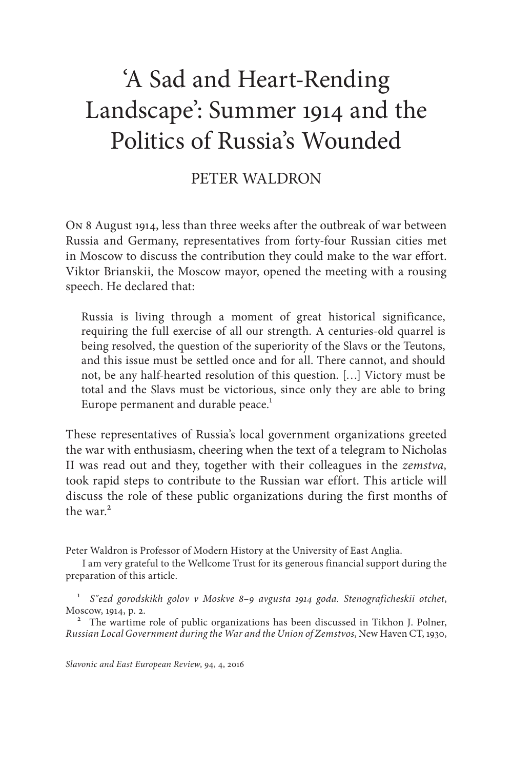# 'A Sad and Heart-Rending Landscape': Summer 1914 and the Politics of Russia's Wounded

PETER WALDRON

On 8 August 1914, less than three weeks after the outbreak of war between Russia and Germany, representatives from forty-four Russian cities met in Moscow to discuss the contribution they could make to the war effort. Viktor Brianskii, the Moscow mayor, opened the meeting with a rousing speech. He declared that:

> Russia is living through a moment of great historical significance, requiring the full exercise of all our strength. A centuries-old quarrel is being resolved, the question of the superiority of the Slavs or the Teutons, and this issue must be settled once and for all. There cannot, and should not, be any half-hearted resolution of this question. […] Victory must be total and the Slavs must be victorious, since only they are able to bring Europe permanent and durable peace.[1]

These representatives of Russia's local government organizations greeted the war with enthusiasm, cheering when the text of a telegram to Nicholas II was read out and they, together with their colleagues in the *zemstva,* took rapid steps to contribute to the Russian war effort. This article will discuss the role of these public organizations during the first months of the war.[2]

Peter Waldron is Professor of Modern History at the University of East Anglia.

I am very grateful to the Wellcome Trust for its generous financial support during the preparation of this article.

[1] *S″ezd gorodskikh golov v Moskve 8–9 avgusta 1914 goda. Stenograficheskii otchet*, Moscow, 1914, p. 2.

[2] The wartime role of public organizations has been discussed in Tikhon J. Polner, *Russian Local Government during the War and the Union of Zemstvos*, New Haven CT, 1930,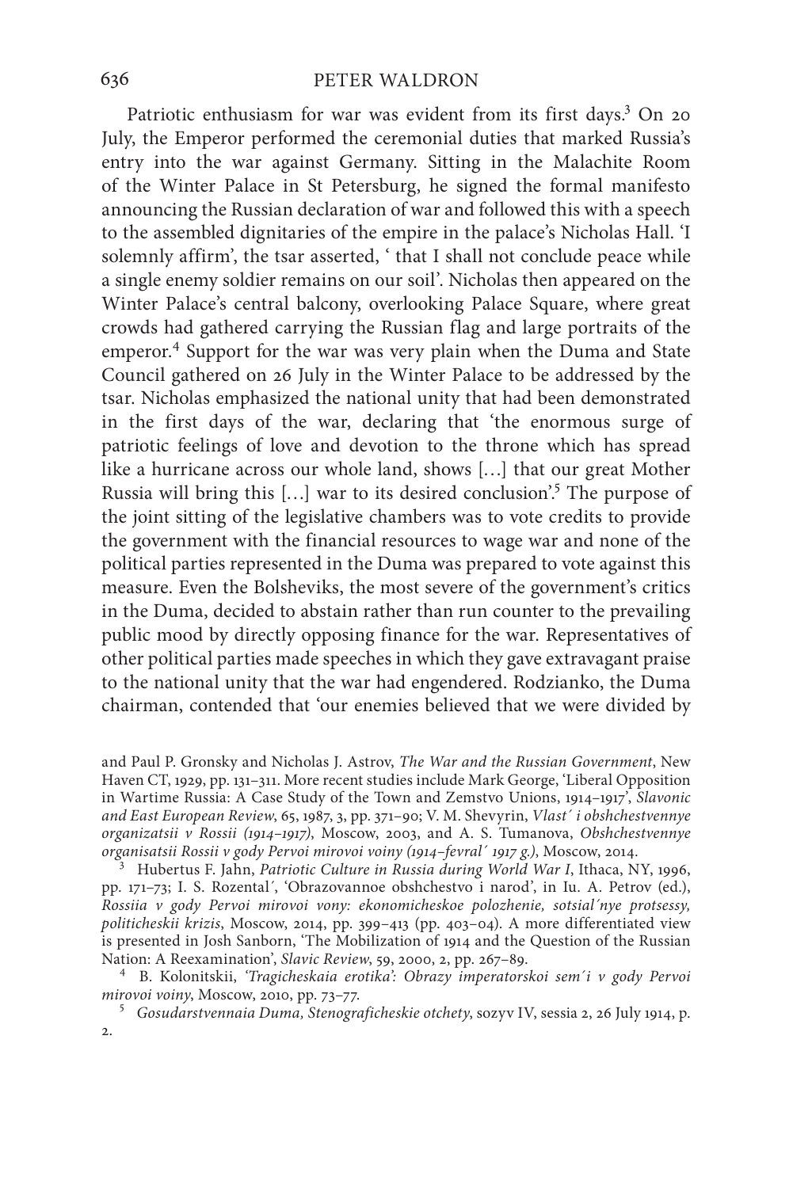Patriotic enthusiasm for war was evident from its first days.[3] On 20 July, the Emperor performed the ceremonial duties that marked Russia's entry into the war against Germany. Sitting in the Malachite Room of the Winter Palace in St Petersburg, he signed the formal manifesto announcing the Russian declaration of war and followed this with a speech to the assembled dignitaries of the empire in the palace's Nicholas Hall. 'I solemnly affirm', the tsar asserted, ' that I shall not conclude peace while a single enemy soldier remains on our soil'. Nicholas then appeared on the Winter Palace's central balcony, overlooking Palace Square, where great crowds had gathered carrying the Russian flag and large portraits of the emperor.[4] Support for the war was very plain when the Duma and State Council gathered on 26 July in the Winter Palace to be addressed by the tsar. Nicholas emphasized the national unity that had been demonstrated in the first days of the war, declaring that 'the enormous surge of patriotic feelings of love and devotion to the throne which has spread like a hurricane across our whole land, shows […] that our great Mother Russia will bring this […] war to its desired conclusion'.[5] The purpose of the joint sitting of the legislative chambers was to vote credits to provide the government with the financial resources to wage war and none of the political parties represented in the Duma was prepared to vote against this measure. Even the Bolsheviks, the most severe of the government's critics in the Duma, decided to abstain rather than run counter to the prevailing public mood by directly opposing finance for the war. Representatives of other political parties made speeches in which they gave extravagant praise to the national unity that the war had engendered. Rodzianko, the Duma chairman, contended that 'our enemies believed that we were divided by

and Paul P. Gronsky and Nicholas J. Astrov, *The War and the Russian Government*, New Haven CT, 1929, pp. 131–311. More recent studies include Mark George, 'Liberal Opposition in Wartime Russia: A Case Study of the Town and Zemstvo Unions, 1914–1917', *Slavonic and East European Review*, 65, 1987, 3, pp. 371–90; V. M. Shevyrin, *Vlast´ i obshchestvennye organizatsii v Rossii (1914–1917)*, Moscow, 2003, and A. S. Tumanova, *Obshchestvennye organisatsii Rossii v gody Pervoi mirovoi voiny (1914–fevral´ 1917 g.)*, Moscow, 2014.

[3] Hubertus F. Jahn, *Patriotic Culture in Russia during World War I*, Ithaca, NY, 1996, pp. 171–73; I. S. Rozental´, 'Obrazovannoe obshchestvo i narod', in Iu. A. Petrov (ed.), *Rossiia v gody Pervoi mirovoi vony: ekonomicheskoe polozhenie, sotsial´nye protsessy, politicheskii krizis*, Moscow, 2014, pp. 399–413 (pp. 403–04). A more differentiated view is presented in Josh Sanborn, 'The Mobilization of 1914 and the Question of the Russian Nation: A Reexamination', *Slavic Review*, 59, 2000, 2, pp. 267–89.

[4] B. Kolonitskii, *'Tragicheskaia erotika': Obrazy imperatorskoi sem´i v gody Pervoi mirovoi voiny*, Moscow, 2010, pp. 73–77.

[5] *Gosudarstvennaia Duma, Stenograficheskie otchety*, sozyv IV, sessia 2, 26 July 1914, p. 2.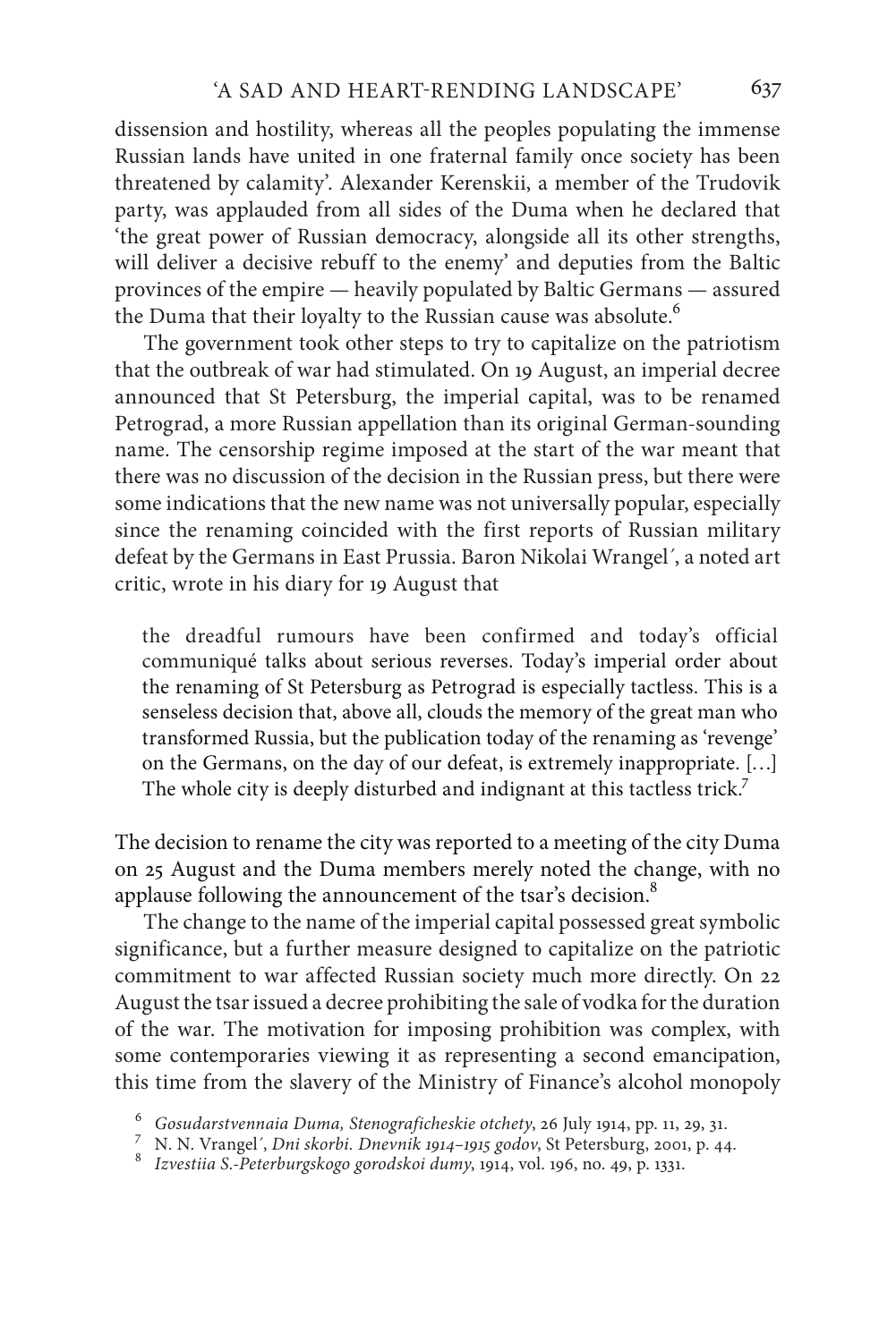dissension and hostility, whereas all the peoples populating the immense Russian lands have united in one fraternal family once society has been threatened by calamity'. Alexander Kerenskii, a member of the Trudovik party, was applauded from all sides of the Duma when he declared that 'the great power of Russian democracy, alongside all its other strengths, will deliver a decisive rebuff to the enemy' and deputies from the Baltic provinces of the empire — heavily populated by Baltic Germans — assured the Duma that their loyalty to the Russian cause was absolute.[6]

The government took other steps to try to capitalize on the patriotism that the outbreak of war had stimulated. On 19 August, an imperial decree announced that St Petersburg, the imperial capital, was to be renamed Petrograd, a more Russian appellation than its original German-sounding name. The censorship regime imposed at the start of the war meant that there was no discussion of the decision in the Russian press, but there were some indications that the new name was not universally popular, especially since the renaming coincided with the first reports of Russian military defeat by the Germans in East Prussia. Baron Nikolai Wrangel´, a noted art critic, wrote in his diary for 19 August that

> the dreadful rumours have been confirmed and today's official communiqué talks about serious reverses. Today's imperial order about the renaming of St Petersburg as Petrograd is especially tactless. This is a senseless decision that, above all, clouds the memory of the great man who transformed Russia, but the publication today of the renaming as 'revenge' on the Germans, on the day of our defeat, is extremely inappropriate. [...] The whole city is deeply disturbed and indignant at this tactless trick.[7]

The decision to rename the city was reported to a meeting of the city Duma on 25 August and the Duma members merely noted the change, with no applause following the announcement of the tsar's decision.[8]

The change to the name of the imperial capital possessed great symbolic significance, but a further measure designed to capitalize on the patriotic commitment to war affected Russian society much more directly. On 22 August the tsar issued a decree prohibiting the sale of vodka for the duration of the war. The motivation for imposing prohibition was complex, with some contemporaries viewing it as representing a second emancipation, this time from the slavery of the Ministry of Finance's alcohol monopoly

[6] *Gosudarstvennaia Duma, Stenograficheskie otchety*, 26 July 1914, pp. 11, 29, 31.

[7] N. N. Vrangel´, *Dni skorbi. Dnevnik 1914–1915 godov*, St Petersburg, 2001, p. 44.

[8] *Izvestiia S.-Peterburgskogo gorodskoi dumy*, 1914, vol. 196, no. 49, p. 1331.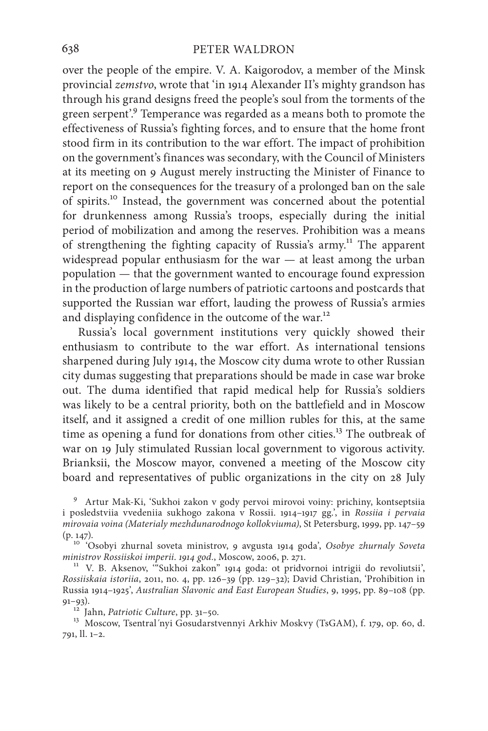over the people of the empire. V. A. Kaigorodov, a member of the Minsk provincial *zemstvo*, wrote that 'in 1914 Alexander II's mighty grandson has through his grand designs freed the people's soul from the torments of the green serpent'.[9] Temperance was regarded as a means both to promote the effectiveness of Russia's fighting forces, and to ensure that the home front stood firm in its contribution to the war effort. The impact of prohibition on the government's finances was secondary, with the Council of Ministers at its meeting on 9 August merely instructing the Minister of Finance to report on the consequences for the treasury of a prolonged ban on the sale of spirits.[10] Instead, the government was concerned about the potential for drunkenness among Russia's troops, especially during the initial period of mobilization and among the reserves. Prohibition was a means of strengthening the fighting capacity of Russia's army.[11] The apparent widespread popular enthusiasm for the war — at least among the urban population — that the government wanted to encourage found expression in the production of large numbers of patriotic cartoons and postcards that supported the Russian war effort, lauding the prowess of Russia's armies and displaying confidence in the outcome of the war.[12]

Russia's local government institutions very quickly showed their enthusiasm to contribute to the war effort. As international tensions sharpened during July 1914, the Moscow city duma wrote to other Russian city dumas suggesting that preparations should be made in case war broke out. The duma identified that rapid medical help for Russia's soldiers was likely to be a central priority, both on the battlefield and in Moscow itself, and it assigned a credit of one million rubles for this, at the same time as opening a fund for donations from other cities.[13] The outbreak of war on 19 July stimulated Russian local government to vigorous activity. Brianksii, the Moscow mayor, convened a meeting of the Moscow city board and representatives of public organizations in the city on 28 July

[9] Artur Mak-Ki, 'Sukhoi zakon v gody pervoi mirovoi voiny: prichiny, kontseptsiia i posledstviia vvedeniia sukhogo zakona v Rossii. 1914–1917 gg.', in *Rossiia i pervaia mirovaia voina (Materialy mezhdunarodnogo kollokviuma)*, St Petersburg, 1999, pp. 147–59 (p. 147).

[10] 'Osobyi zhurnal soveta ministrov, 9 avgusta 1914 goda', *Osobye zhurnaly Soveta ministrov Rossiiskoi imperii. 1914 god*., Moscow, 2006, p. 271.

[11] V. B. Aksenov, '"Sukhoi zakon" 1914 goda: ot pridvornoi intrigii do revoliutsii', *Rossiiskaia istoriia*, 2011, no. 4, pp. 126–39 (pp. 129–32); David Christian, 'Prohibition in Russia 1914–1925', *Australian Slavonic and East European Studies*, 9, 1995, pp. 89–108 (pp. 91–93).

[12] Jahn, *Patriotic Culture*, pp. 31–50.

[13] Moscow, Tsentral´nyi Gosudarstvennyi Arkhiv Moskvy (TsGAM), f. 179, op. 60, d. 791, ll. 1–2.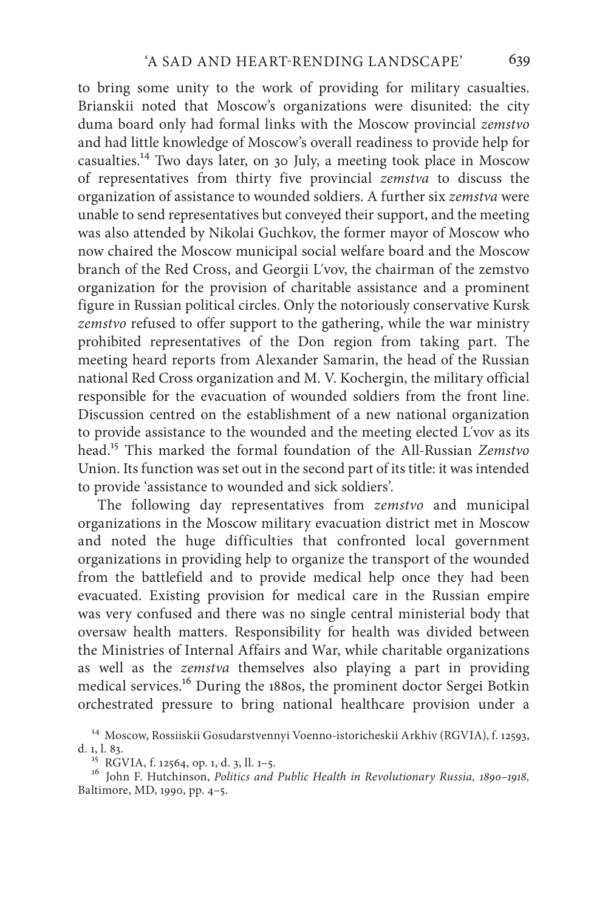to bring some unity to the work of providing for military casualties. Brianskii noted that Moscow's organizations were disunited: the city duma board only had formal links with the Moscow provincial *zemstvo* and had little knowledge of Moscow's overall readiness to provide help for casualties.[14] Two days later, on 30 July, a meeting took place in Moscow of representatives from thirty five provincial *zemstva* to discuss the organization of assistance to wounded soldiers. A further six *zemstva* were unable to send representatives but conveyed their support, and the meeting was also attended by Nikolai Guchkov, the former mayor of Moscow who now chaired the Moscow municipal social welfare board and the Moscow branch of the Red Cross, and Georgii L′vov, the chairman of the zemstvo organization for the provision of charitable assistance and a prominent figure in Russian political circles. Only the notoriously conservative Kursk *zemstvo* refused to offer support to the gathering, while the war ministry prohibited representatives of the Don region from taking part. The meeting heard reports from Alexander Samarin, the head of the Russian national Red Cross organization and M. V. Kochergin, the military official responsible for the evacuation of wounded soldiers from the front line. Discussion centred on the establishment of a new national organization to provide assistance to the wounded and the meeting elected L′vov as its head.[15] This marked the formal foundation of the All-Russian *Zemstvo* Union. Its function was set out in the second part of its title: it was intended to provide 'assistance to wounded and sick soldiers'.

The following day representatives from *zemstvo* and municipal organizations in the Moscow military evacuation district met in Moscow and noted the huge difficulties that confronted local government organizations in providing help to organize the transport of the wounded from the battlefield and to provide medical help once they had been evacuated. Existing provision for medical care in the Russian empire was very confused and there was no single central ministerial body that oversaw health matters. Responsibility for health was divided between the Ministries of Internal Affairs and War, while charitable organizations as well as the *zemstva* themselves also playing a part in providing medical services.[16] During the 1880s, the prominent doctor Sergei Botkin orchestrated pressure to bring national healthcare provision under a

[14] Moscow, Rossiiskii Gosudarstvennyi Voenno-istoricheskii Arkhiv (RGVIA), f. 12593, d. 1, l. 83.

[15] RGVIA, f. 12564, op. 1, d. 3, ll. 1–5.

[16] John F. Hutchinson, *Politics and Public Health in Revolutionary Russia, 1890–1918*, Baltimore, MD, 1990, pp. 4–5.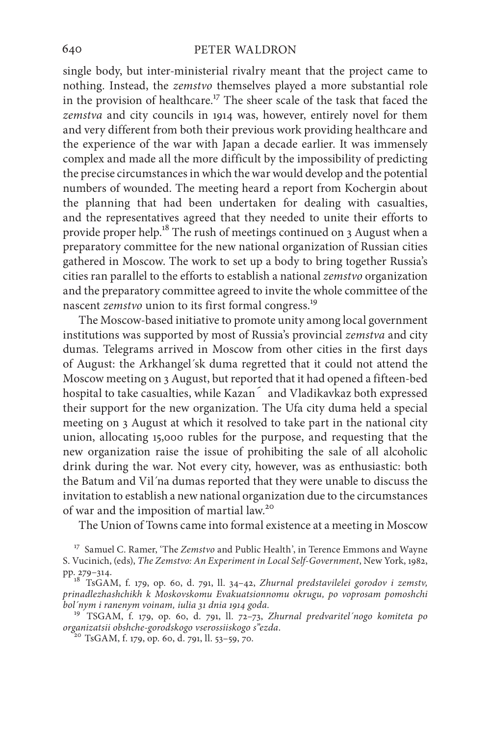single body, but inter-ministerial rivalry meant that the project came to nothing. Instead, the *zemstvo* themselves played a more substantial role in the provision of healthcare.[17] The sheer scale of the task that faced the *zemstva* and city councils in 1914 was, however, entirely novel for them and very different from both their previous work providing healthcare and the experience of the war with Japan a decade earlier. It was immensely complex and made all the more difficult by the impossibility of predicting the precise circumstances in which the war would develop and the potential numbers of wounded. The meeting heard a report from Kochergin about the planning that had been undertaken for dealing with casualties, and the representatives agreed that they needed to unite their efforts to provide proper help.[18] The rush of meetings continued on 3 August when a preparatory committee for the new national organization of Russian cities gathered in Moscow. The work to set up a body to bring together Russia's cities ran parallel to the efforts to establish a national *zemstvo* organization and the preparatory committee agreed to invite the whole committee of the nascent *zemstvo* union to its first formal congress.[19]

The Moscow-based initiative to promote unity among local government institutions was supported by most of Russia's provincial *zemstva* and city dumas. Telegrams arrived in Moscow from other cities in the first days of August: the Arkhangel´sk duma regretted that it could not attend the Moscow meeting on 3 August, but reported that it had opened a fifteen-bed hospital to take casualties, while Kazan´ and Vladikavkaz both expressed their support for the new organization. The Ufa city duma held a special meeting on 3 August at which it resolved to take part in the national city union, allocating 15,000 rubles for the purpose, and requesting that the new organization raise the issue of prohibiting the sale of all alcoholic drink during the war. Not every city, however, was as enthusiastic: both the Batum and Vil´na dumas reported that they were unable to discuss the invitation to establish a new national organization due to the circumstances of war and the imposition of martial law.[20]

The Union of Towns came into formal existence at a meeting in Moscow

[17] Samuel C. Ramer, 'The *Zemstvo* and Public Health', in Terence Emmons and Wayne S. Vucinich, (eds), *The Zemstvo: An Experiment in Local Self-Government*, New York, 1982, pp. 279–314.

[18] TsGAM, f. 179, op. 60, d. 791, ll. 34–42, *Zhurnal predstavilelei gorodov i zemstv, prinadlezhashchikh k Moskovskomu Evakuatsionnomu okrugu, po voprosam pomoshchi bol´nym i ranenym voinam, iulia 31 dnia 1914 goda.*

[19] TSGAM, f. 179, op. 60, d. 791, ll. 72–73, *Zhurnal predvaritel´nogo komiteta po organizatsii obshche-gorodskogo vserossiiskogo s"ezda.*

[20] TsGAM, f. 179, op. 60, d. 791, ll. 53–59, 70.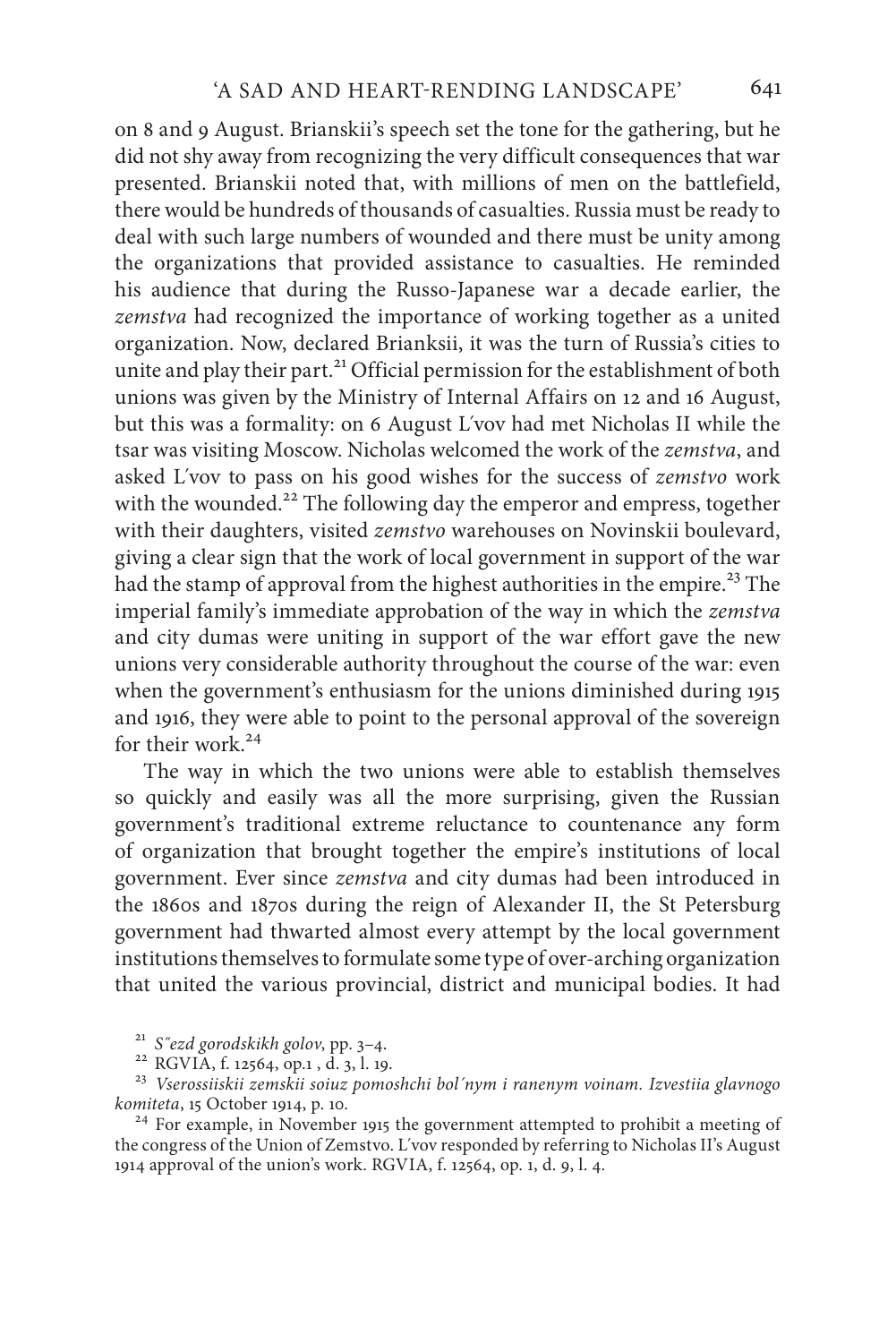on 8 and 9 August. Brianskii's speech set the tone for the gathering, but he did not shy away from recognizing the very difficult consequences that war presented. Brianskii noted that, with millions of men on the battlefield, there would be hundreds of thousands of casualties. Russia must be ready to deal with such large numbers of wounded and there must be unity among the organizations that provided assistance to casualties. He reminded his audience that during the Russo-Japanese war a decade earlier, the *zemstva* had recognized the importance of working together as a united organization. Now, declared Brianksii, it was the turn of Russia's cities to unite and play their part.[21] Official permission for the establishment of both unions was given by the Ministry of Internal Affairs on 12 and 16 August, but this was a formality: on 6 August L′vov had met Nicholas II while the tsar was visiting Moscow. Nicholas welcomed the work of the *zemstva*, and asked L′vov to pass on his good wishes for the success of *zemstvo* work with the wounded.[22] The following day the emperor and empress, together with their daughters, visited *zemstvo* warehouses on Novinskii boulevard, giving a clear sign that the work of local government in support of the war had the stamp of approval from the highest authorities in the empire.[23] The imperial family's immediate approbation of the way in which the *zemstva* and city dumas were uniting in support of the war effort gave the new unions very considerable authority throughout the course of the war: even when the government's enthusiasm for the unions diminished during 1915 and 1916, they were able to point to the personal approval of the sovereign for their work.[24]

The way in which the two unions were able to establish themselves so quickly and easily was all the more surprising, given the Russian government's traditional extreme reluctance to countenance any form of organization that brought together the empire's institutions of local government. Ever since *zemstva* and city dumas had been introduced in the 1860s and 1870s during the reign of Alexander II, the St Petersburg government had thwarted almost every attempt by the local government institutions themselves to formulate some type of over-arching organization that united the various provincial, district and municipal bodies. It had

[21] *S″ezd gorodskikh golov*, pp. 3–4.

[22] RGVIA, f. 12564, op.1 , d. 3, l. 19.

[23] *Vserossiiskii zemskii soiuz pomoshchi bol′nym i ranenym voinam. Izvestiia glavnogo komiteta*, 15 October 1914, p. 10.

[24] For example, in November 1915 the government attempted to prohibit a meeting of the congress of the Union of Zemstvo. L′vov responded by referring to Nicholas II's August 1914 approval of the union's work. RGVIA, f. 12564, op. 1, d. 9, l. 4.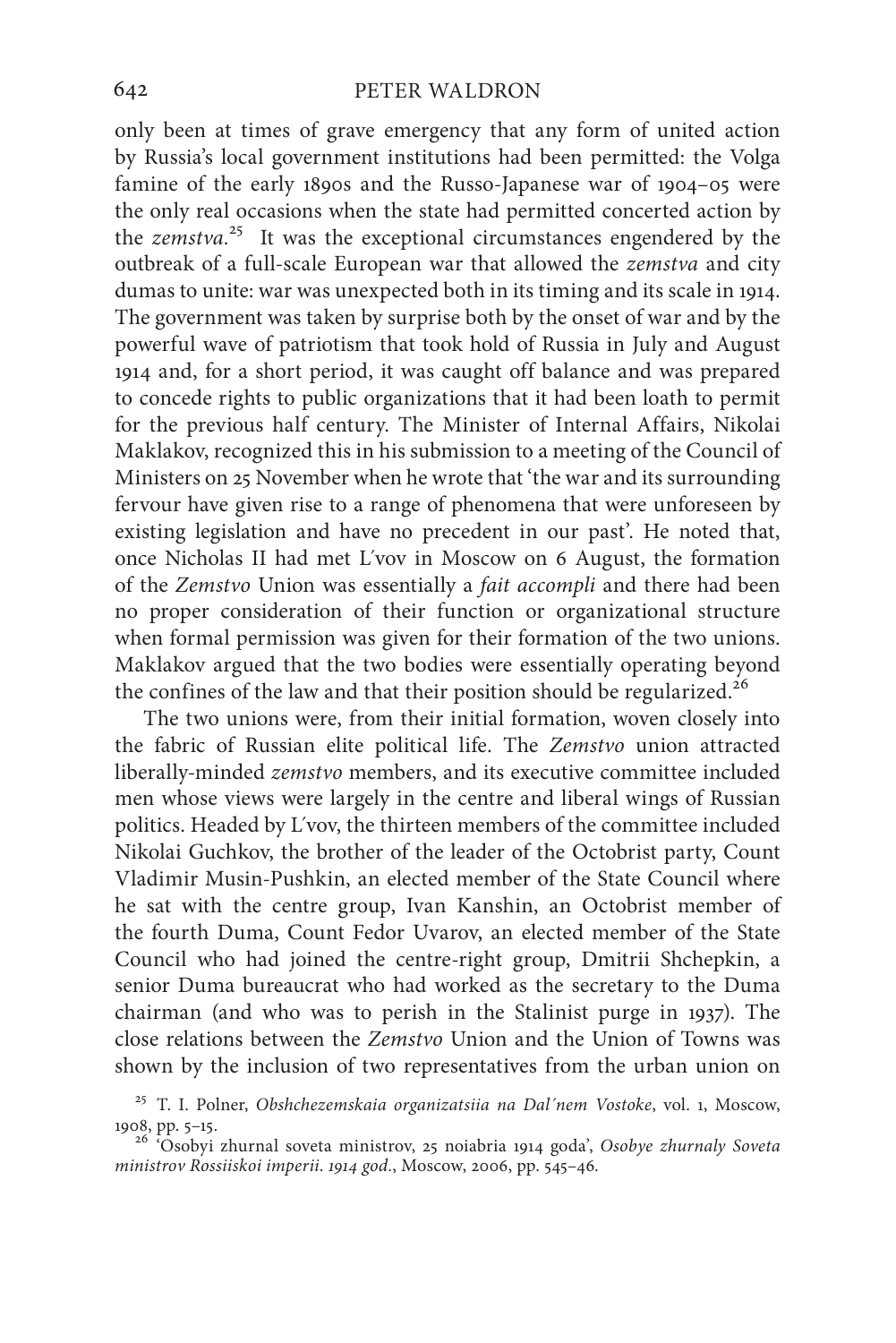only been at times of grave emergency that any form of united action by Russia's local government institutions had been permitted: the Volga famine of the early 1890s and the Russo-Japanese war of 1904–05 were the only real occasions when the state had permitted concerted action by the *zemstva*.[25] It was the exceptional circumstances engendered by the outbreak of a full-scale European war that allowed the *zemstva* and city dumas to unite: war was unexpected both in its timing and its scale in 1914. The government was taken by surprise both by the onset of war and by the powerful wave of patriotism that took hold of Russia in July and August 1914 and, for a short period, it was caught off balance and was prepared to concede rights to public organizations that it had been loath to permit for the previous half century. The Minister of Internal Affairs, Nikolai Maklakov, recognized this in his submission to a meeting of the Council of Ministers on 25 November when he wrote that 'the war and its surrounding fervour have given rise to a range of phenomena that were unforeseen by existing legislation and have no precedent in our past'. He noted that, once Nicholas II had met L′vov in Moscow on 6 August, the formation of the *Zemstvo* Union was essentially a *fait accompli* and there had been no proper consideration of their function or organizational structure when formal permission was given for their formation of the two unions. Maklakov argued that the two bodies were essentially operating beyond the confines of the law and that their position should be regularized.[26]

The two unions were, from their initial formation, woven closely into the fabric of Russian elite political life. The *Zemstvo* union attracted liberally-minded *zemstvo* members, and its executive committee included men whose views were largely in the centre and liberal wings of Russian politics. Headed by L′vov, the thirteen members of the committee included Nikolai Guchkov, the brother of the leader of the Octobrist party, Count Vladimir Musin-Pushkin, an elected member of the State Council where he sat with the centre group, Ivan Kanshin, an Octobrist member of the fourth Duma, Count Fedor Uvarov, an elected member of the State Council who had joined the centre-right group, Dmitrii Shchepkin, a senior Duma bureaucrat who had worked as the secretary to the Duma chairman (and who was to perish in the Stalinist purge in 1937). The close relations between the *Zemstvo* Union and the Union of Towns was shown by the inclusion of two representatives from the urban union on

[25] T. I. Polner, *Obshchezemskaia organizatsiia na Dal′nem Vostoke*, vol. 1, Moscow, 1908, pp. 5–15.

[26] 'Osobyi zhurnal soveta ministrov, 25 noiabria 1914 goda', *Osobye zhurnaly Soveta ministrov Rossiiskoi imperii. 1914 god.*, Moscow, 2006, pp. 545–46.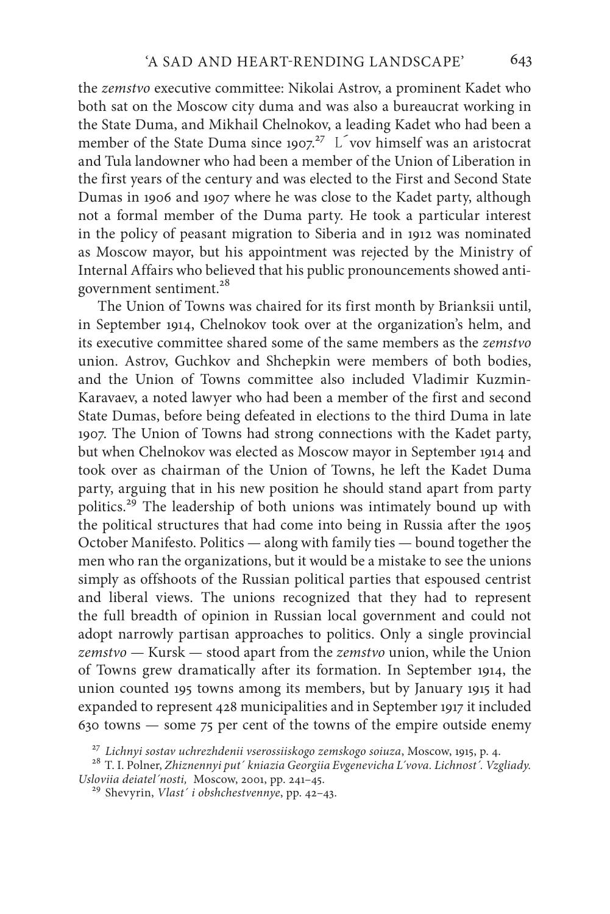the *zemstvo* executive committee: Nikolai Astrov, a prominent Kadet who both sat on the Moscow city duma and was also a bureaucrat working in the State Duma, and Mikhail Chelnokov, a leading Kadet who had been a member of the State Duma since 1907.[27] L´vov himself was an aristocrat and Tula landowner who had been a member of the Union of Liberation in the first years of the century and was elected to the First and Second State Dumas in 1906 and 1907 where he was close to the Kadet party, although not a formal member of the Duma party. He took a particular interest in the policy of peasant migration to Siberia and in 1912 was nominated as Moscow mayor, but his appointment was rejected by the Ministry of Internal Affairs who believed that his public pronouncements showed anti-government sentiment.[28]

The Union of Towns was chaired for its first month by Brianksii until, in September 1914, Chelnokov took over at the organization's helm, and its executive committee shared some of the same members as the *zemstvo* union. Astrov, Guchkov and Shchepkin were members of both bodies, and the Union of Towns committee also included Vladimir Kuzmin-Karavaev, a noted lawyer who had been a member of the first and second State Dumas, before being defeated in elections to the third Duma in late 1907. The Union of Towns had strong connections with the Kadet party, but when Chelnokov was elected as Moscow mayor in September 1914 and took over as chairman of the Union of Towns, he left the Kadet Duma party, arguing that in his new position he should stand apart from party politics.[29] The leadership of both unions was intimately bound up with the political structures that had come into being in Russia after the 1905 October Manifesto. Politics — along with family ties — bound together the men who ran the organizations, but it would be a mistake to see the unions simply as offshoots of the Russian political parties that espoused centrist and liberal views. The unions recognized that they had to represent the full breadth of opinion in Russian local government and could not adopt narrowly partisan approaches to politics. Only a single provincial *zemstvo* — Kursk — stood apart from the *zemstvo* union, while the Union of Towns grew dramatically after its formation. In September 1914, the union counted 195 towns among its members, but by January 1915 it had expanded to represent 428 municipalities and in September 1917 it included 630 towns — some 75 per cent of the towns of the empire outside enemy

[27] *Lichnyi sostav uchrezhdenii vserossiiskogo zemskogo soiuza*, Moscow, 1915, p. 4.

[28] T. I. Polner, *Zhiznennyi put´ kniazia Georgiia Evgenevicha L´vova. Lichnost´. Vzgliady. Usloviia deiatel´nosti,* Moscow, 2001, pp. 241–45.

[29] Shevyrin, *Vlast´ i obshchestvennye*, pp. 42–43.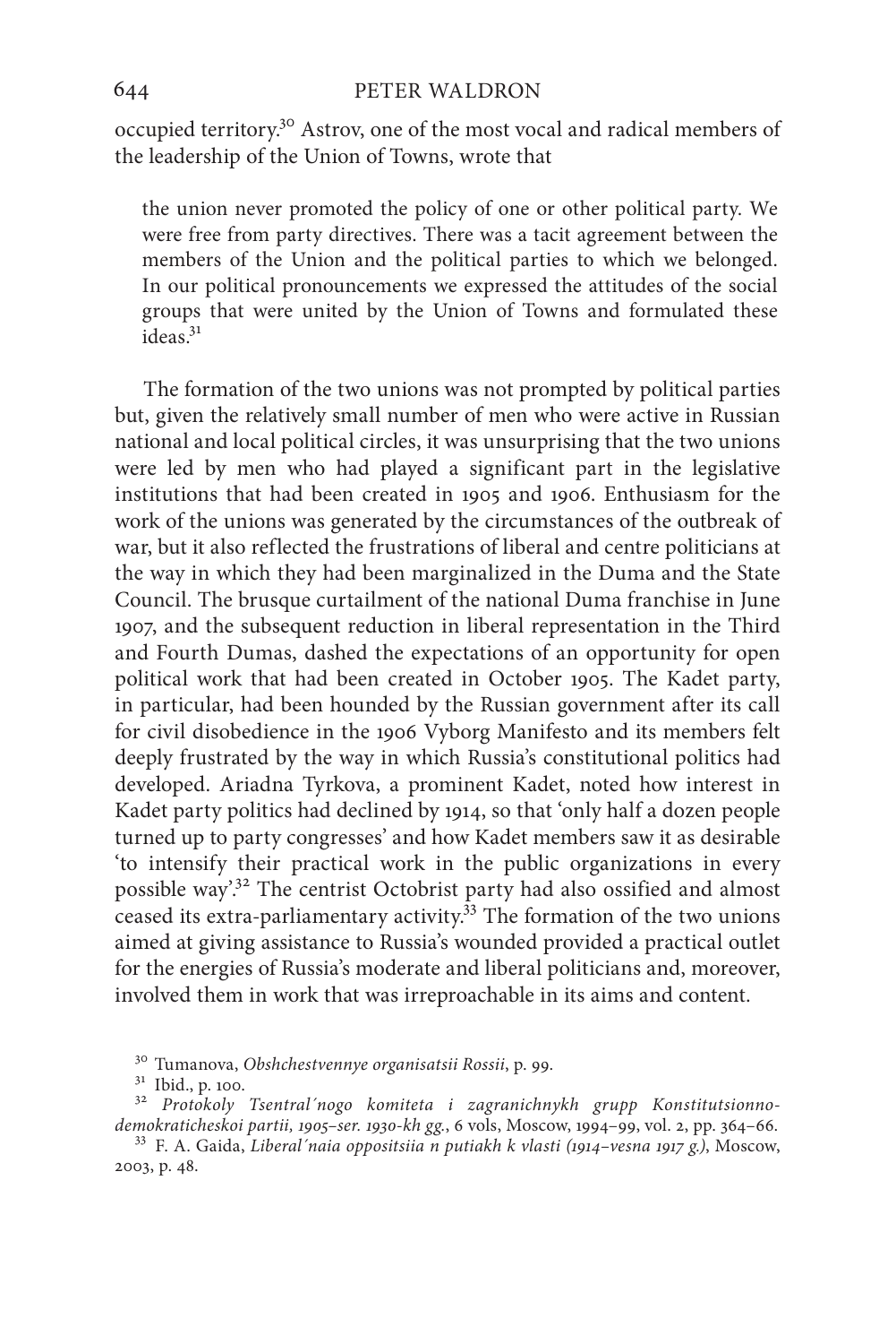occupied territory.[30] Astrov, one of the most vocal and radical members of the leadership of the Union of Towns, wrote that

> the union never promoted the policy of one or other political party. We were free from party directives. There was a tacit agreement between the members of the Union and the political parties to which we belonged. In our political pronouncements we expressed the attitudes of the social groups that were united by the Union of Towns and formulated these ideas.[31]

The formation of the two unions was not prompted by political parties but, given the relatively small number of men who were active in Russian national and local political circles, it was unsurprising that the two unions were led by men who had played a significant part in the legislative institutions that had been created in 1905 and 1906. Enthusiasm for the work of the unions was generated by the circumstances of the outbreak of war, but it also reflected the frustrations of liberal and centre politicians at the way in which they had been marginalized in the Duma and the State Council. The brusque curtailment of the national Duma franchise in June 1907, and the subsequent reduction in liberal representation in the Third and Fourth Dumas, dashed the expectations of an opportunity for open political work that had been created in October 1905. The Kadet party, in particular, had been hounded by the Russian government after its call for civil disobedience in the 1906 Vyborg Manifesto and its members felt deeply frustrated by the way in which Russia's constitutional politics had developed. Ariadna Tyrkova, a prominent Kadet, noted how interest in Kadet party politics had declined by 1914, so that 'only half a dozen people turned up to party congresses' and how Kadet members saw it as desirable 'to intensify their practical work in the public organizations in every possible way'.[32] The centrist Octobrist party had also ossified and almost ceased its extra-parliamentary activity.[33] The formation of the two unions aimed at giving assistance to Russia's wounded provided a practical outlet for the energies of Russia's moderate and liberal politicians and, moreover, involved them in work that was irreproachable in its aims and content.

[30] Tumanova, *Obshchestvennye organisatsii Rossii*, p. 99.

[31] Ibid., p. 100.

[32] *Protokoly Tsentral´nogo komiteta i zagranichnykh grupp Konstitutsionno-demokraticheskoi partii, 1905–ser. 1930-kh gg.*, 6 vols, Moscow, 1994–99, vol. 2, pp. 364–66.

[33] F. A. Gaida, *Liberal´naia oppositsiia n putiakh k vlasti (1914–vesna 1917 g.)*, Moscow, 2003, p. 48.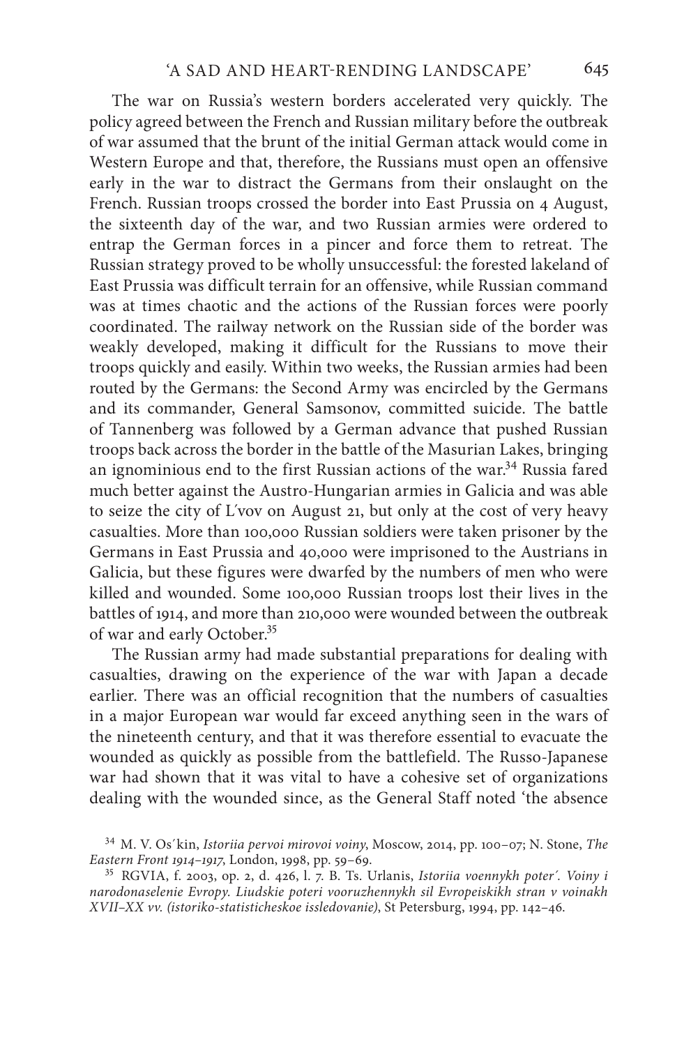The war on Russia's western borders accelerated very quickly. The policy agreed between the French and Russian military before the outbreak of war assumed that the brunt of the initial German attack would come in Western Europe and that, therefore, the Russians must open an offensive early in the war to distract the Germans from their onslaught on the French. Russian troops crossed the border into East Prussia on 4 August, the sixteenth day of the war, and two Russian armies were ordered to entrap the German forces in a pincer and force them to retreat. The Russian strategy proved to be wholly unsuccessful: the forested lakeland of East Prussia was difficult terrain for an offensive, while Russian command was at times chaotic and the actions of the Russian forces were poorly coordinated. The railway network on the Russian side of the border was weakly developed, making it difficult for the Russians to move their troops quickly and easily. Within two weeks, the Russian armies had been routed by the Germans: the Second Army was encircled by the Germans and its commander, General Samsonov, committed suicide. The battle of Tannenberg was followed by a German advance that pushed Russian troops back across the border in the battle of the Masurian Lakes, bringing an ignominious end to the first Russian actions of the war.[34] Russia fared much better against the Austro-Hungarian armies in Galicia and was able to seize the city of L′vov on August 21, but only at the cost of very heavy casualties. More than 100,000 Russian soldiers were taken prisoner by the Germans in East Prussia and 40,000 were imprisoned to the Austrians in Galicia, but these figures were dwarfed by the numbers of men who were killed and wounded. Some 100,000 Russian troops lost their lives in the battles of 1914, and more than 210,000 were wounded between the outbreak of war and early October.[35]

The Russian army had made substantial preparations for dealing with casualties, drawing on the experience of the war with Japan a decade earlier. There was an official recognition that the numbers of casualties in a major European war would far exceed anything seen in the wars of the nineteenth century, and that it was therefore essential to evacuate the wounded as quickly as possible from the battlefield. The Russo-Japanese war had shown that it was vital to have a cohesive set of organizations dealing with the wounded since, as the General Staff noted 'the absence

[34] M. V. Os′kin, *Istoriia pervoi mirovoi voiny*, Moscow, 2014, pp. 100–07; N. Stone, *The Eastern Front 1914–1917*, London, 1998, pp. 59–69.

[35] RGVIA, f. 2003, op. 2, d. 426, l. 7. B. Ts. Urlanis, *Istoriia voennykh poter′. Voiny i narodonaselenie Evropy. Liudskie poteri vooruzhennykh sil Evropeiskikh stran v voinakh XVII–XX vv. (istoriko-statisticheskoe issledovanie)*, St Petersburg, 1994, pp. 142–46.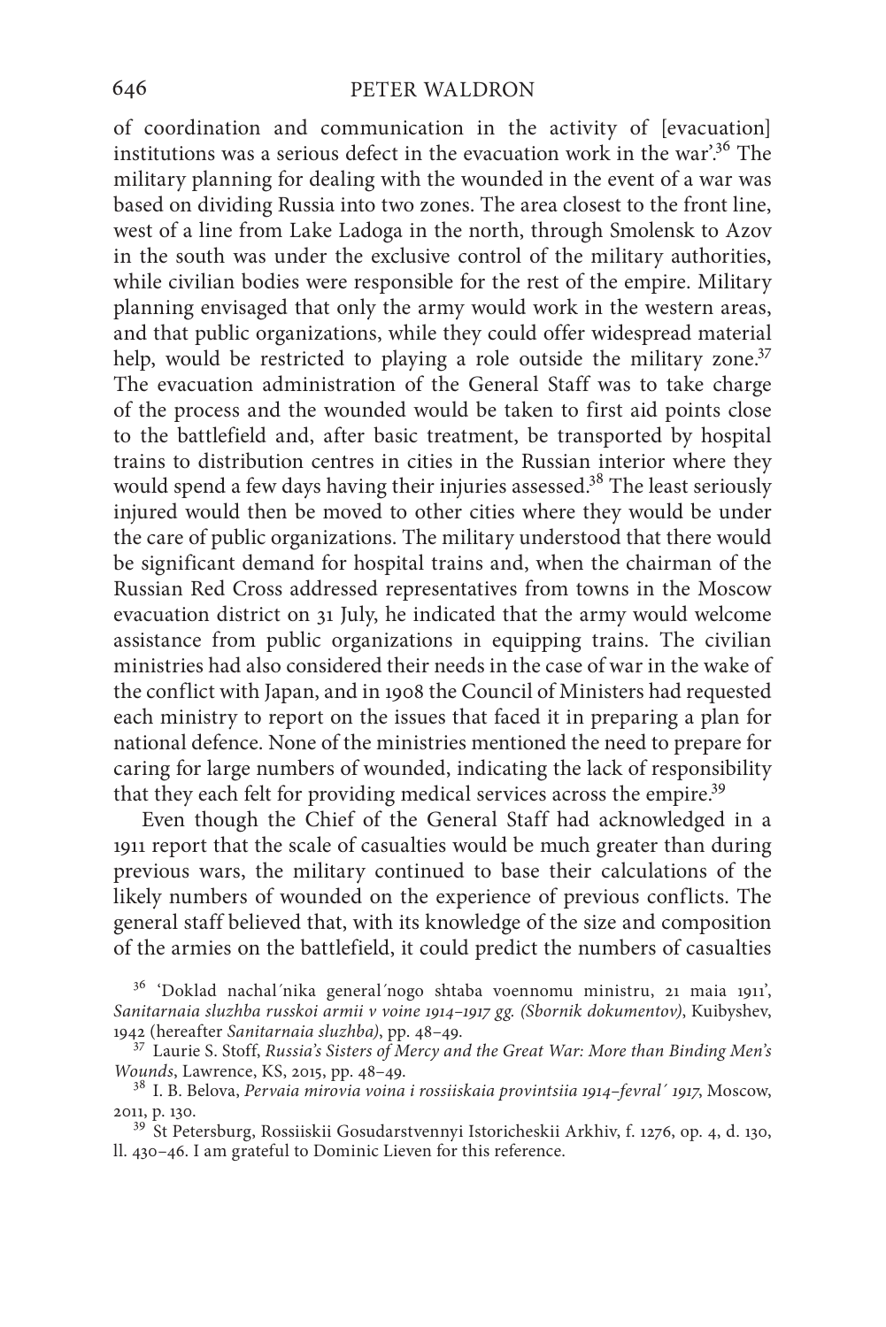of coordination and communication in the activity of [evacuation] institutions was a serious defect in the evacuation work in the war'.[36] The military planning for dealing with the wounded in the event of a war was based on dividing Russia into two zones. The area closest to the front line, west of a line from Lake Ladoga in the north, through Smolensk to Azov in the south was under the exclusive control of the military authorities, while civilian bodies were responsible for the rest of the empire. Military planning envisaged that only the army would work in the western areas, and that public organizations, while they could offer widespread material help, would be restricted to playing a role outside the military zone.[37] The evacuation administration of the General Staff was to take charge of the process and the wounded would be taken to first aid points close to the battlefield and, after basic treatment, be transported by hospital trains to distribution centres in cities in the Russian interior where they would spend a few days having their injuries assessed.[38] The least seriously injured would then be moved to other cities where they would be under the care of public organizations. The military understood that there would be significant demand for hospital trains and, when the chairman of the Russian Red Cross addressed representatives from towns in the Moscow evacuation district on 31 July, he indicated that the army would welcome assistance from public organizations in equipping trains. The civilian ministries had also considered their needs in the case of war in the wake of the conflict with Japan, and in 1908 the Council of Ministers had requested each ministry to report on the issues that faced it in preparing a plan for national defence. None of the ministries mentioned the need to prepare for caring for large numbers of wounded, indicating the lack of responsibility that they each felt for providing medical services across the empire.[39]

Even though the Chief of the General Staff had acknowledged in a 1911 report that the scale of casualties would be much greater than during previous wars, the military continued to base their calculations of the likely numbers of wounded on the experience of previous conflicts. The general staff believed that, with its knowledge of the size and composition of the armies on the battlefield, it could predict the numbers of casualties

[36] 'Doklad nachal′nika general′nogo shtaba voennomu ministru, 21 maia 1911', *Sanitarnaia sluzhba russkoi armii v voine 1914–1917 gg. (Sbornik dokumentov)*, Kuibyshev, 1942 (hereafter *Sanitarnaia sluzhba)*, pp. 48–49.

[37] Laurie S. Stoff, *Russia's Sisters of Mercy and the Great War: More than Binding Men's Wounds*, Lawrence, KS, 2015, pp. 48–49.

[38] I. B. Belova, *Pervaia mirovia voina i rossiiskaia provintsiia 1914–fevral′ 1917*, Moscow, 2011, p. 130.

[39] St Petersburg, Rossiiskii Gosudarstvennyi Istoricheskii Arkhiv, f. 1276, op. 4, d. 130, ll. 430–46. I am grateful to Dominic Lieven for this reference.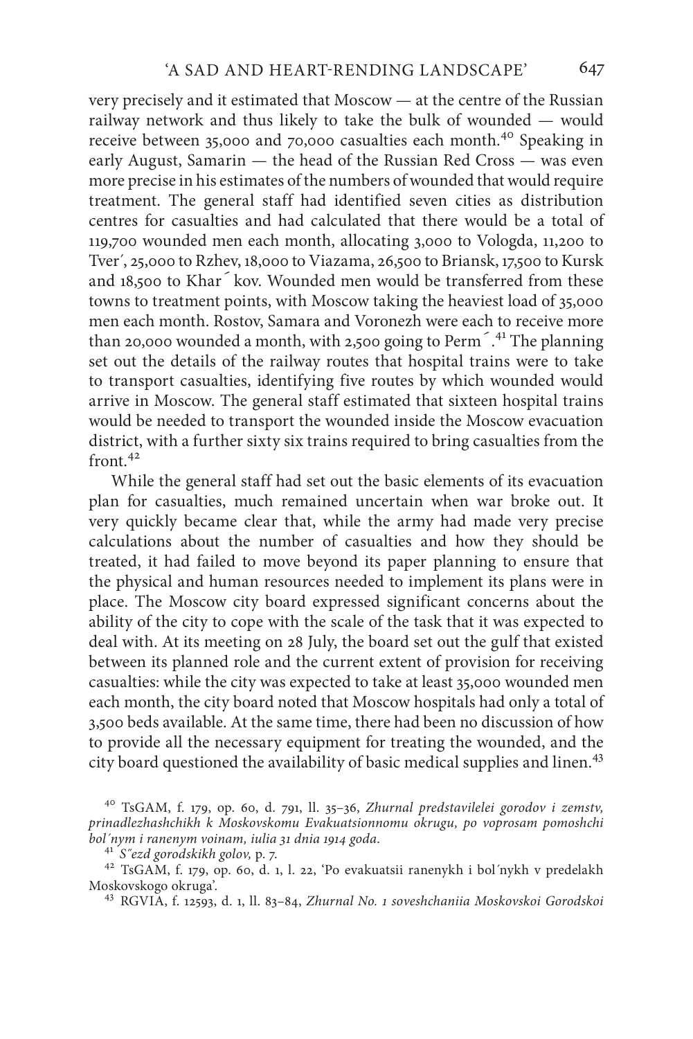very precisely and it estimated that Moscow — at the centre of the Russian railway network and thus likely to take the bulk of wounded — would receive between 35,000 and 70,000 casualties each month.[40] Speaking in early August, Samarin — the head of the Russian Red Cross — was even more precise in his estimates of the numbers of wounded that would require treatment. The general staff had identified seven cities as distribution centres for casualties and had calculated that there would be a total of 119,700 wounded men each month, allocating 3,000 to Vologda, 11,200 to Tver´, 25,000 to Rzhev, 18,000 to Viazama, 26,500 to Briansk, 17,500 to Kursk and 18,500 to Khar´kov. Wounded men would be transferred from these towns to treatment points, with Moscow taking the heaviest load of 35,000 men each month. Rostov, Samara and Voronezh were each to receive more than 20,000 wounded a month, with 2,500 going to Perm´.[41] The planning set out the details of the railway routes that hospital trains were to take to transport casualties, identifying five routes by which wounded would arrive in Moscow. The general staff estimated that sixteen hospital trains would be needed to transport the wounded inside the Moscow evacuation district, with a further sixty six trains required to bring casualties from the front.[42]

While the general staff had set out the basic elements of its evacuation plan for casualties, much remained uncertain when war broke out. It very quickly became clear that, while the army had made very precise calculations about the number of casualties and how they should be treated, it had failed to move beyond its paper planning to ensure that the physical and human resources needed to implement its plans were in place. The Moscow city board expressed significant concerns about the ability of the city to cope with the scale of the task that it was expected to deal with. At its meeting on 28 July, the board set out the gulf that existed between its planned role and the current extent of provision for receiving casualties: while the city was expected to take at least 35,000 wounded men each month, the city board noted that Moscow hospitals had only a total of 3,500 beds available. At the same time, there had been no discussion of how to provide all the necessary equipment for treating the wounded, and the city board questioned the availability of basic medical supplies and linen.[43]

[40] TsGAM, f. 179, op. 60, d. 791, ll. 35–36, *Zhurnal predstavilelei gorodov i zemstv, prinadlezhashchikh k Moskovskomu Evakuatsionnomu okrugu, po voprosam pomoshchi bol´nym i ranenym voinam, iulia 31 dnia 1914 goda*.

[41] *S″ezd gorodskikh golov*, p. 7.

[42] TsGAM, f. 179, op. 60, d. 1, l. 22, 'Po evakuatsii ranenykh i bol´nykh v predelakh Moskovskogo okruga'.

[43] RGVIA, f. 12593, d. 1, ll. 83–84, *Zhurnal No. 1 soveshchaniia Moskovskoi Gorodskoi*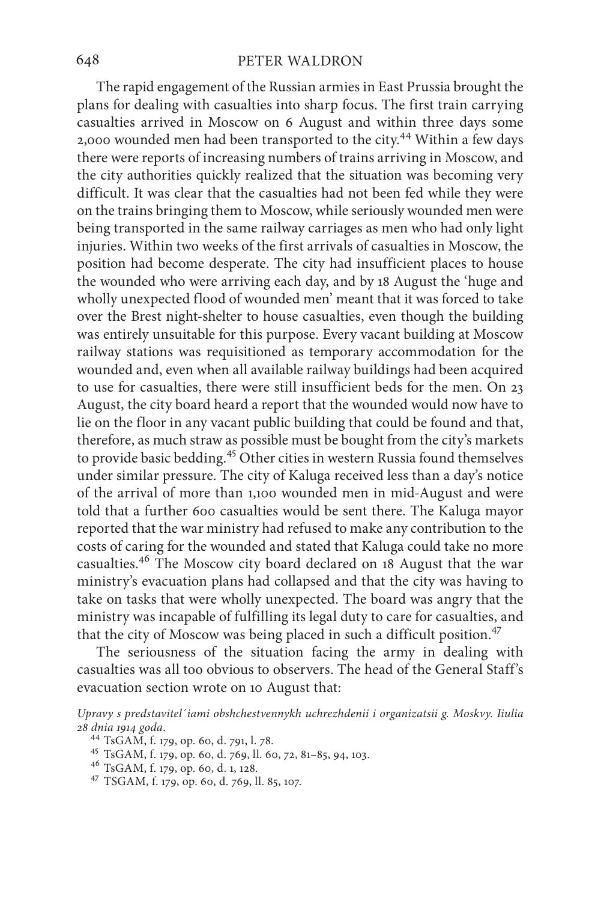The rapid engagement of the Russian armies in East Prussia brought the plans for dealing with casualties into sharp focus. The first train carrying casualties arrived in Moscow on 6 August and within three days some 2,000 wounded men had been transported to the city.[44] Within a few days there were reports of increasing numbers of trains arriving in Moscow, and the city authorities quickly realized that the situation was becoming very difficult. It was clear that the casualties had not been fed while they were on the trains bringing them to Moscow, while seriously wounded men were being transported in the same railway carriages as men who had only light injuries. Within two weeks of the first arrivals of casualties in Moscow, the position had become desperate. The city had insufficient places to house the wounded who were arriving each day, and by 18 August the 'huge and wholly unexpected flood of wounded men' meant that it was forced to take over the Brest night-shelter to house casualties, even though the building was entirely unsuitable for this purpose. Every vacant building at Moscow railway stations was requisitioned as temporary accommodation for the wounded and, even when all available railway buildings had been acquired to use for casualties, there were still insufficient beds for the men. On 23 August, the city board heard a report that the wounded would now have to lie on the floor in any vacant public building that could be found and that, therefore, as much straw as possible must be bought from the city's markets to provide basic bedding.[45] Other cities in western Russia found themselves under similar pressure. The city of Kaluga received less than a day's notice of the arrival of more than 1,100 wounded men in mid-August and were told that a further 600 casualties would be sent there. The Kaluga mayor reported that the war ministry had refused to make any contribution to the costs of caring for the wounded and stated that Kaluga could take no more casualties.[46] The Moscow city board declared on 18 August that the war ministry's evacuation plans had collapsed and that the city was having to take on tasks that were wholly unexpected. The board was angry that the ministry was incapable of fulfilling its legal duty to care for casualties, and that the city of Moscow was being placed in such a difficult position.[47]

The seriousness of the situation facing the army in dealing with casualties was all too obvious to observers. The head of the General Staff's evacuation section wrote on 10 August that:

*Upravy s predstavitel´iami obshchestvennykh uchrezhdenii i organizatsii g. Moskvy. Iiulia 28 dnia 1914 goda*.

[44] TsGAM, f. 179, op. 60, d. 791, l. 78.

[45] TsGAM, f. 179, op. 60, d. 769, ll. 60, 72, 81–85, 94, 103.

[46] TsGAM, f. 179, op. 60, d. 1, 128.

[47] TSGAM, f. 179, op. 60, d. 769, ll. 85, 107.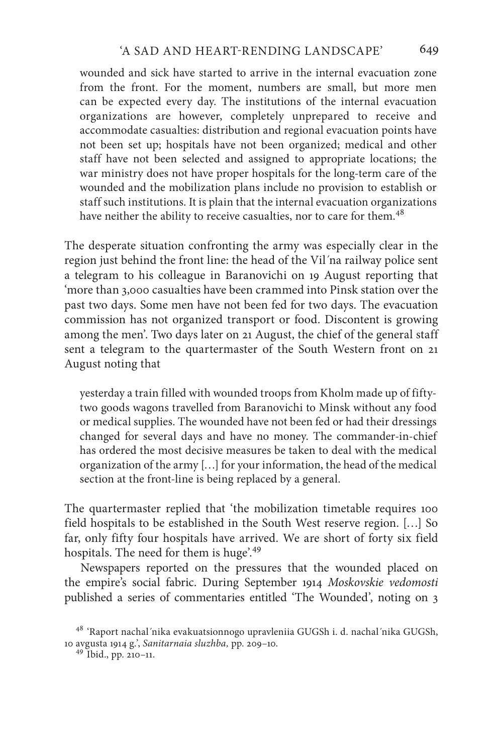wounded and sick have started to arrive in the internal evacuation zone from the front. For the moment, numbers are small, but more men can be expected every day. The institutions of the internal evacuation organizations are however, completely unprepared to receive and accommodate casualties: distribution and regional evacuation points have not been set up; hospitals have not been organized; medical and other staff have not been selected and assigned to appropriate locations; the war ministry does not have proper hospitals for the long-term care of the wounded and the mobilization plans include no provision to establish or staff such institutions. It is plain that the internal evacuation organizations have neither the ability to receive casualties, nor to care for them.[48]

The desperate situation confronting the army was especially clear in the region just behind the front line: the head of the Vil´na railway police sent a telegram to his colleague in Baranovichi on 19 August reporting that 'more than 3,000 casualties have been crammed into Pinsk station over the past two days. Some men have not been fed for two days. The evacuation commission has not organized transport or food. Discontent is growing among the men'. Two days later on 21 August, the chief of the general staff sent a telegram to the quartermaster of the South Western front on 21 August noting that

> yesterday a train filled with wounded troops from Kholm made up of fifty-two goods wagons travelled from Baranovichi to Minsk without any food or medical supplies. The wounded have not been fed or had their dressings changed for several days and have no money. The commander-in-chief has ordered the most decisive measures be taken to deal with the medical organization of the army […] for your information, the head of the medical section at the front-line is being replaced by a general.

The quartermaster replied that 'the mobilization timetable requires 100 field hospitals to be established in the South West reserve region. […] So far, only fifty four hospitals have arrived. We are short of forty six field hospitals. The need for them is huge'.[49]

Newspapers reported on the pressures that the wounded placed on the empire's social fabric. During September 1914 *Moskovskie vedomosti* published a series of commentaries entitled 'The Wounded', noting on 3

[48] 'Raport nachal´nika evakuatsionnogo upravleniia GUGSh i. d. nachal´nika GUGSh, 10 avgusta 1914 g.', *Sanitarnaia sluzhba,* pp. 209–10.

[49] Ibid., pp. 210–11.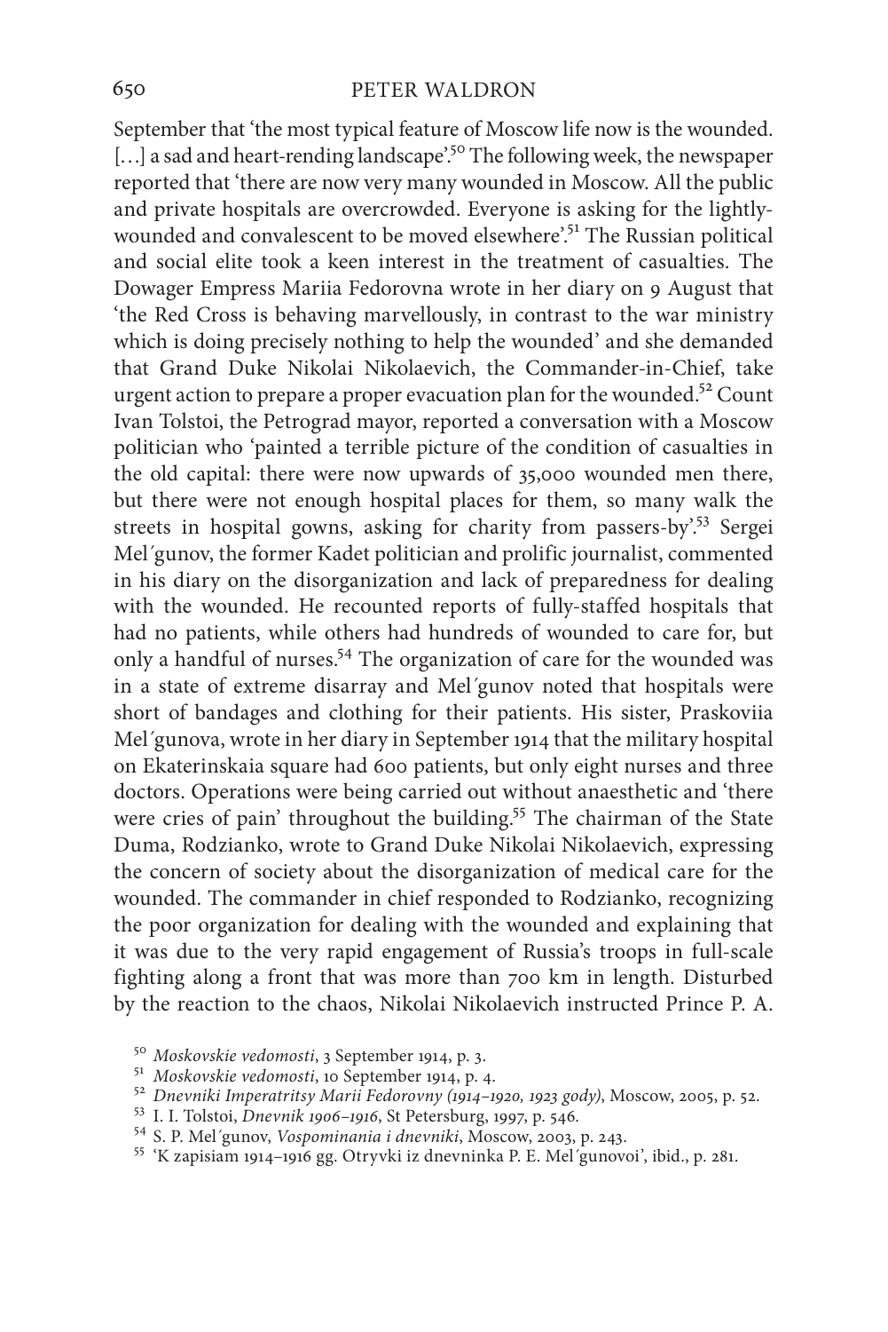September that 'the most typical feature of Moscow life now is the wounded. [...] a sad and heart-rending landscape'.[50] The following week, the newspaper reported that 'there are now very many wounded in Moscow. All the public and private hospitals are overcrowded. Everyone is asking for the lightly-wounded and convalescent to be moved elsewhere'.[51] The Russian political and social elite took a keen interest in the treatment of casualties. The Dowager Empress Mariia Fedorovna wrote in her diary on 9 August that 'the Red Cross is behaving marvellously, in contrast to the war ministry which is doing precisely nothing to help the wounded' and she demanded that Grand Duke Nikolai Nikolaevich, the Commander-in-Chief, take urgent action to prepare a proper evacuation plan for the wounded.[52] Count Ivan Tolstoi, the Petrograd mayor, reported a conversation with a Moscow politician who 'painted a terrible picture of the condition of casualties in the old capital: there were now upwards of 35,000 wounded men there, but there were not enough hospital places for them, so many walk the streets in hospital gowns, asking for charity from passers-by'.[53] Sergei Mel´gunov, the former Kadet politician and prolific journalist, commented in his diary on the disorganization and lack of preparedness for dealing with the wounded. He recounted reports of fully-staffed hospitals that had no patients, while others had hundreds of wounded to care for, but only a handful of nurses.[54] The organization of care for the wounded was in a state of extreme disarray and Mel´gunov noted that hospitals were short of bandages and clothing for their patients. His sister, Praskoviia Mel´gunova, wrote in her diary in September 1914 that the military hospital on Ekaterinskaia square had 600 patients, but only eight nurses and three doctors. Operations were being carried out without anaesthetic and 'there were cries of pain' throughout the building.[55] The chairman of the State Duma, Rodzianko, wrote to Grand Duke Nikolai Nikolaevich, expressing the concern of society about the disorganization of medical care for the wounded. The commander in chief responded to Rodzianko, recognizing the poor organization for dealing with the wounded and explaining that it was due to the very rapid engagement of Russia's troops in full-scale fighting along a front that was more than 700 km in length. Disturbed by the reaction to the chaos, Nikolai Nikolaevich instructed Prince P. A.

[50] *Moskovskie vedomosti*, 3 September 1914, p. 3.

[51] *Moskovskie vedomosti*, 10 September 1914, p. 4.

[52] *Dnevniki Imperatritsy Marii Fedorovny (1914–1920, 1923 gody)*, Moscow, 2005, p. 52.

[53] I. I. Tolstoi, *Dnevnik 1906–1916*, St Petersburg, 1997, p. 546.

[54] S. P. Mel´gunov, *Vospominania i dnevniki*, Moscow, 2003, p. 243.

[55] 'K zapisiam 1914–1916 gg. Otryvki iz dnevninka P. E. Mel´gunovoi', ibid., p. 281.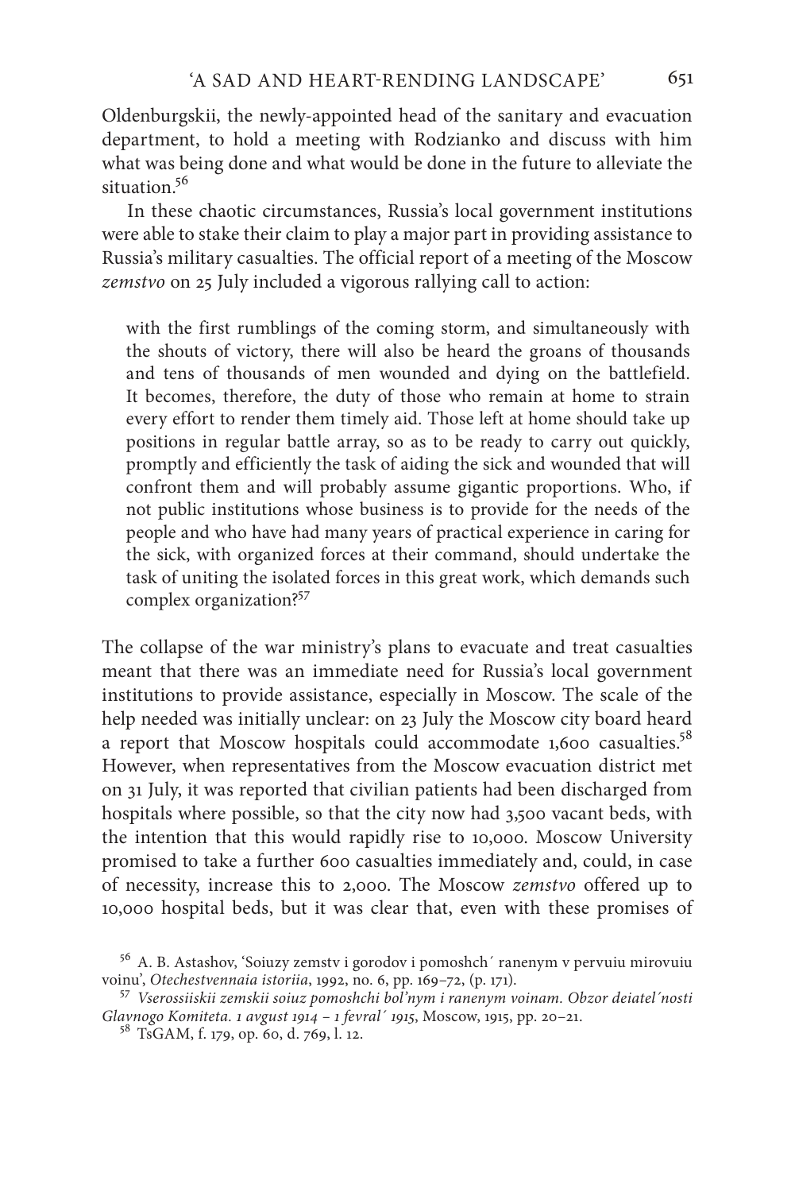Oldenburgskii, the newly-appointed head of the sanitary and evacuation department, to hold a meeting with Rodzianko and discuss with him what was being done and what would be done in the future to alleviate the situation.[56]

In these chaotic circumstances, Russia's local government institutions were able to stake their claim to play a major part in providing assistance to Russia's military casualties. The official report of a meeting of the Moscow *zemstvo* on 25 July included a vigorous rallying call to action:

> with the first rumblings of the coming storm, and simultaneously with the shouts of victory, there will also be heard the groans of thousands and tens of thousands of men wounded and dying on the battlefield. It becomes, therefore, the duty of those who remain at home to strain every effort to render them timely aid. Those left at home should take up positions in regular battle array, so as to be ready to carry out quickly, promptly and efficiently the task of aiding the sick and wounded that will confront them and will probably assume gigantic proportions. Who, if not public institutions whose business is to provide for the needs of the people and who have had many years of practical experience in caring for the sick, with organized forces at their command, should undertake the task of uniting the isolated forces in this great work, which demands such complex organization?[57]

The collapse of the war ministry's plans to evacuate and treat casualties meant that there was an immediate need for Russia's local government institutions to provide assistance, especially in Moscow. The scale of the help needed was initially unclear: on 23 July the Moscow city board heard a report that Moscow hospitals could accommodate 1,600 casualties.[58] However, when representatives from the Moscow evacuation district met on 31 July, it was reported that civilian patients had been discharged from hospitals where possible, so that the city now had 3,500 vacant beds, with the intention that this would rapidly rise to 10,000. Moscow University promised to take a further 600 casualties immediately and, could, in case of necessity, increase this to 2,000. The Moscow *zemstvo* offered up to 10,000 hospital beds, but it was clear that, even with these promises of

[56] A. B. Astashov, 'Soiuzy zemstv i gorodov i pomoshch´ ranenym v pervuiu mirovuiu voinu', *Otechestvennaia istoriia*, 1992, no. 6, pp. 169–72, (p. 171).

[57] *Vserossiiskii zemskii soiuz pomoshchi bol'nym i ranenym voinam. Obzor deiatel´nosti Glavnogo Komiteta. 1 avgust 1914 – 1 fevral´ 1915*, Moscow, 1915, pp. 20–21.

[58] TsGAM, f. 179, op. 60, d. 769, l. 12.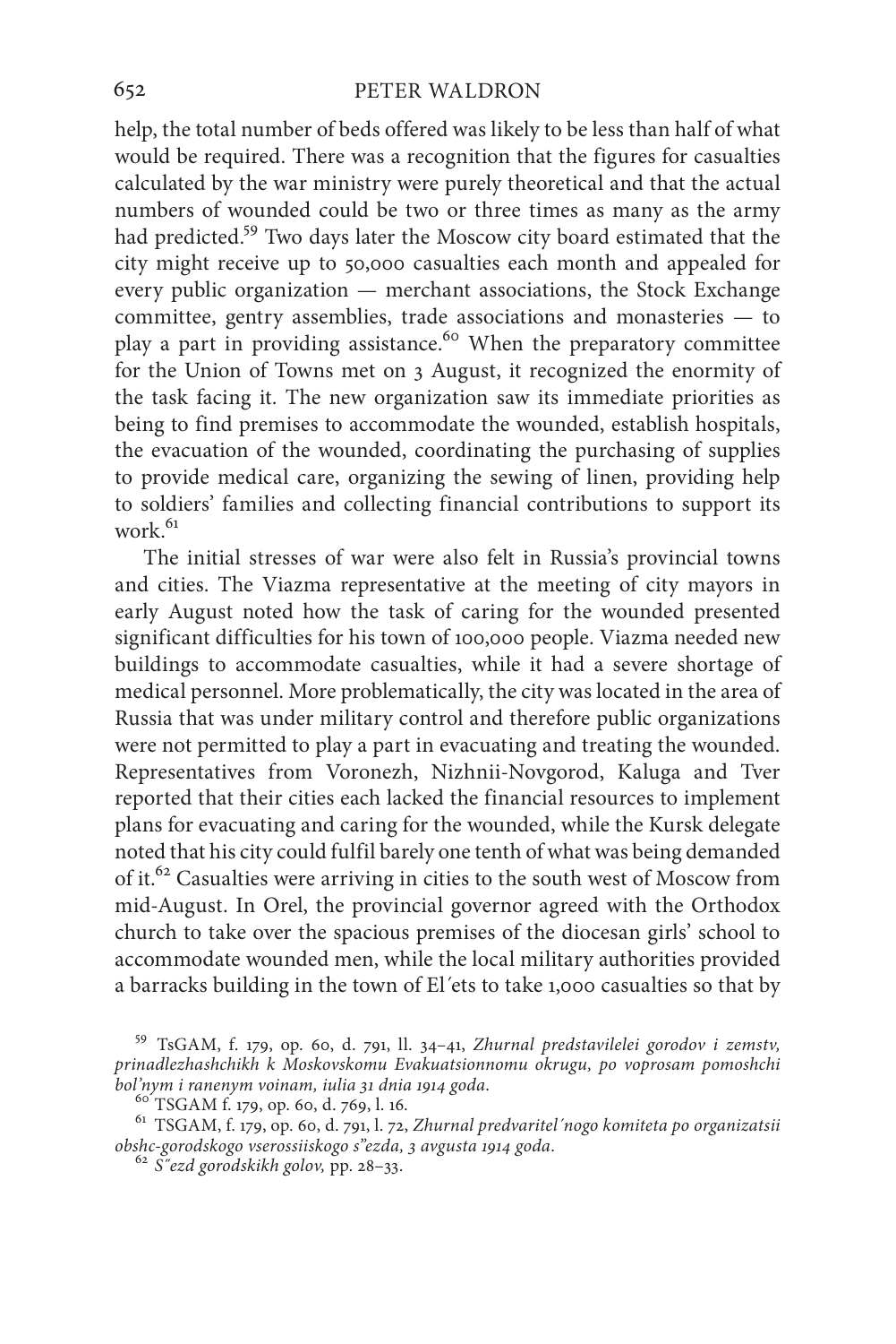help, the total number of beds offered was likely to be less than half of what would be required. There was a recognition that the figures for casualties calculated by the war ministry were purely theoretical and that the actual numbers of wounded could be two or three times as many as the army had predicted.[59] Two days later the Moscow city board estimated that the city might receive up to 50,000 casualties each month and appealed for every public organization — merchant associations, the Stock Exchange committee, gentry assemblies, trade associations and monasteries — to play a part in providing assistance.[60] When the preparatory committee for the Union of Towns met on 3 August, it recognized the enormity of the task facing it. The new organization saw its immediate priorities as being to find premises to accommodate the wounded, establish hospitals, the evacuation of the wounded, coordinating the purchasing of supplies to provide medical care, organizing the sewing of linen, providing help to soldiers' families and collecting financial contributions to support its work.[61]

The initial stresses of war were also felt in Russia's provincial towns and cities. The Viazma representative at the meeting of city mayors in early August noted how the task of caring for the wounded presented significant difficulties for his town of 100,000 people. Viazma needed new buildings to accommodate casualties, while it had a severe shortage of medical personnel. More problematically, the city was located in the area of Russia that was under military control and therefore public organizations were not permitted to play a part in evacuating and treating the wounded. Representatives from Voronezh, Nizhnii-Novgorod, Kaluga and Tver reported that their cities each lacked the financial resources to implement plans for evacuating and caring for the wounded, while the Kursk delegate noted that his city could fulfil barely one tenth of what was being demanded of it.[62] Casualties were arriving in cities to the south west of Moscow from mid-August. In Orel, the provincial governor agreed with the Orthodox church to take over the spacious premises of the diocesan girls' school to accommodate wounded men, while the local military authorities provided a barracks building in the town of El´ets to take 1,000 casualties so that by

[59] TsGAM, f. 179, op. 60, d. 791, ll. 34–41, *Zhurnal predstavilelei gorodov i zemstv, prinadlezhashchikh k Moskovskomu Evakuatsionnomu okrugu, po voprosam pomoshchi bol'nym i ranenym voinam, iulia 31 dnia 1914 goda*.

[60] TSGAM f. 179, op. 60, d. 769, l. 16.

[61] TSGAM, f. 179, op. 60, d. 791, l. 72, *Zhurnal predvaritel´nogo komiteta po organizatsii obshc-gorodskogo vserossiiskogo s"ezda, 3 avgusta 1914 goda*.

[62] *S˝ezd gorodskikh golov*, pp. 28–33.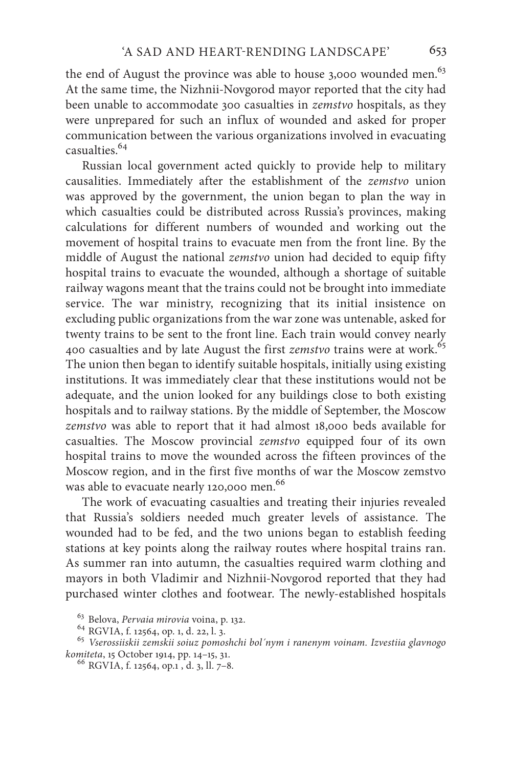the end of August the province was able to house 3,000 wounded men.[63] At the same time, the Nizhnii-Novgorod mayor reported that the city had been unable to accommodate 300 casualties in *zemstvo* hospitals, as they were unprepared for such an influx of wounded and asked for proper communication between the various organizations involved in evacuating casualties.[64]

Russian local government acted quickly to provide help to military causalities. Immediately after the establishment of the *zemstvo* union was approved by the government, the union began to plan the way in which casualties could be distributed across Russia's provinces, making calculations for different numbers of wounded and working out the movement of hospital trains to evacuate men from the front line. By the middle of August the national *zemstvo* union had decided to equip fifty hospital trains to evacuate the wounded, although a shortage of suitable railway wagons meant that the trains could not be brought into immediate service. The war ministry, recognizing that its initial insistence on excluding public organizations from the war zone was untenable, asked for twenty trains to be sent to the front line. Each train would convey nearly 400 casualties and by late August the first *zemstvo* trains were at work.[65] The union then began to identify suitable hospitals, initially using existing institutions. It was immediately clear that these institutions would not be adequate, and the union looked for any buildings close to both existing hospitals and to railway stations. By the middle of September, the Moscow *zemstvo* was able to report that it had almost 18,000 beds available for casualties. The Moscow provincial *zemstvo* equipped four of its own hospital trains to move the wounded across the fifteen provinces of the Moscow region, and in the first five months of war the Moscow zemstvo was able to evacuate nearly 120,000 men.[66]

The work of evacuating casualties and treating their injuries revealed that Russia's soldiers needed much greater levels of assistance. The wounded had to be fed, and the two unions began to establish feeding stations at key points along the railway routes where hospital trains ran. As summer ran into autumn, the casualties required warm clothing and mayors in both Vladimir and Nizhnii-Novgorod reported that they had purchased winter clothes and footwear. The newly-established hospitals

[63] Belova, *Pervaia mirovia* voina, p. 132.

[64] RGVIA, f. 12564, op. 1, d. 22, l. 3.

[65] *Vserossiiskii zemskii soiuz pomoshchi bol´nym i ranenym voinam. Izvestiia glavnogo komiteta*, 15 October 1914, pp. 14–15, 31.

[66] RGVIA, f. 12564, op.1 , d. 3, ll. 7–8.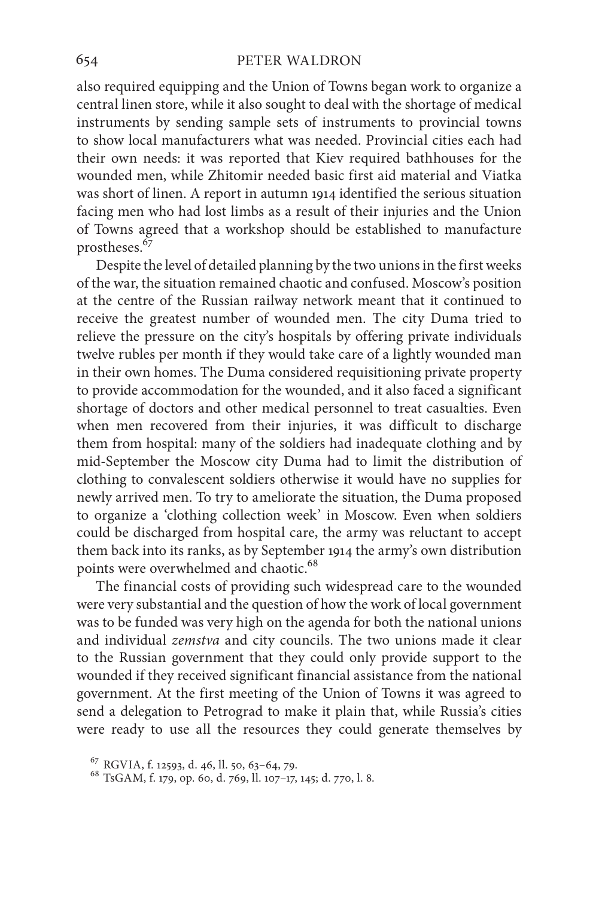also required equipping and the Union of Towns began work to organize a central linen store, while it also sought to deal with the shortage of medical instruments by sending sample sets of instruments to provincial towns to show local manufacturers what was needed. Provincial cities each had their own needs: it was reported that Kiev required bathhouses for the wounded men, while Zhitomir needed basic first aid material and Viatka was short of linen. A report in autumn 1914 identified the serious situation facing men who had lost limbs as a result of their injuries and the Union of Towns agreed that a workshop should be established to manufacture prostheses.[67]

Despite the level of detailed planning by the two unions in the first weeks of the war, the situation remained chaotic and confused. Moscow's position at the centre of the Russian railway network meant that it continued to receive the greatest number of wounded men. The city Duma tried to relieve the pressure on the city's hospitals by offering private individuals twelve rubles per month if they would take care of a lightly wounded man in their own homes. The Duma considered requisitioning private property to provide accommodation for the wounded, and it also faced a significant shortage of doctors and other medical personnel to treat casualties. Even when men recovered from their injuries, it was difficult to discharge them from hospital: many of the soldiers had inadequate clothing and by mid-September the Moscow city Duma had to limit the distribution of clothing to convalescent soldiers otherwise it would have no supplies for newly arrived men. To try to ameliorate the situation, the Duma proposed to organize a 'clothing collection week' in Moscow. Even when soldiers could be discharged from hospital care, the army was reluctant to accept them back into its ranks, as by September 1914 the army's own distribution points were overwhelmed and chaotic.[68]

The financial costs of providing such widespread care to the wounded were very substantial and the question of how the work of local government was to be funded was very high on the agenda for both the national unions and individual *zemstva* and city councils. The two unions made it clear to the Russian government that they could only provide support to the wounded if they received significant financial assistance from the national government. At the first meeting of the Union of Towns it was agreed to send a delegation to Petrograd to make it plain that, while Russia's cities were ready to use all the resources they could generate themselves by

[67] RGVIA, f. 12593, d. 46, ll. 50, 63–64, 79.

[68] TsGAM, f. 179, op. 60, d. 769, ll. 107–17, 145; d. 770, l. 8.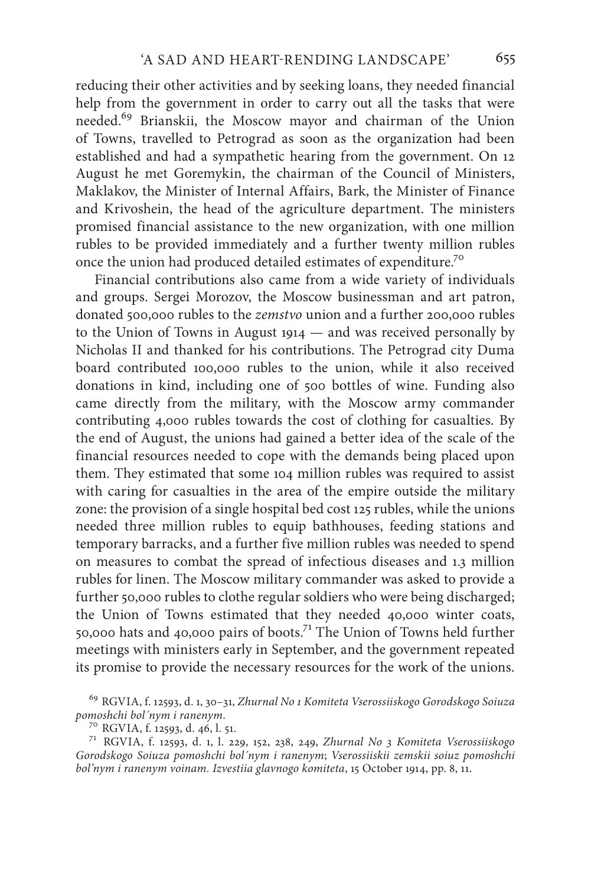reducing their other activities and by seeking loans, they needed financial help from the government in order to carry out all the tasks that were needed.[69] Brianskii, the Moscow mayor and chairman of the Union of Towns, travelled to Petrograd as soon as the organization had been established and had a sympathetic hearing from the government. On 12 August he met Goremykin, the chairman of the Council of Ministers, Maklakov, the Minister of Internal Affairs, Bark, the Minister of Finance and Krivoshein, the head of the agriculture department. The ministers promised financial assistance to the new organization, with one million rubles to be provided immediately and a further twenty million rubles once the union had produced detailed estimates of expenditure.[70]

Financial contributions also came from a wide variety of individuals and groups. Sergei Morozov, the Moscow businessman and art patron, donated 500,000 rubles to the *zemstvo* union and a further 200,000 rubles to the Union of Towns in August 1914 — and was received personally by Nicholas II and thanked for his contributions. The Petrograd city Duma board contributed 100,000 rubles to the union, while it also received donations in kind, including one of 500 bottles of wine. Funding also came directly from the military, with the Moscow army commander contributing 4,000 rubles towards the cost of clothing for casualties. By the end of August, the unions had gained a better idea of the scale of the financial resources needed to cope with the demands being placed upon them. They estimated that some 104 million rubles was required to assist with caring for casualties in the area of the empire outside the military zone: the provision of a single hospital bed cost 125 rubles, while the unions needed three million rubles to equip bathhouses, feeding stations and temporary barracks, and a further five million rubles was needed to spend on measures to combat the spread of infectious diseases and 1.3 million rubles for linen. The Moscow military commander was asked to provide a further 50,000 rubles to clothe regular soldiers who were being discharged; the Union of Towns estimated that they needed 40,000 winter coats, 50,000 hats and 40,000 pairs of boots.[71] The Union of Towns held further meetings with ministers early in September, and the government repeated its promise to provide the necessary resources for the work of the unions.

[69] RGVIA, f. 12593, d. 1, 30–31, *Zhurnal No 1 Komiteta Vserossiiskogo Gorodskogo Soiuza pomoshchi bol´nym i ranenym*.

[70] RGVIA, f. 12593, d. 46, l. 51.

[71] RGVIA, f. 12593, d. 1, l. 229, 152, 238, 249, *Zhurnal No 3 Komiteta Vserossiiskogo Gorodskogo Soiuza pomoshchi bol´nym i ranenym*; *Vserossiiskii zemskii soiuz pomoshchi bol'nym i ranenym voinam. Izvestiia glavnogo komiteta*, 15 October 1914, pp. 8, 11.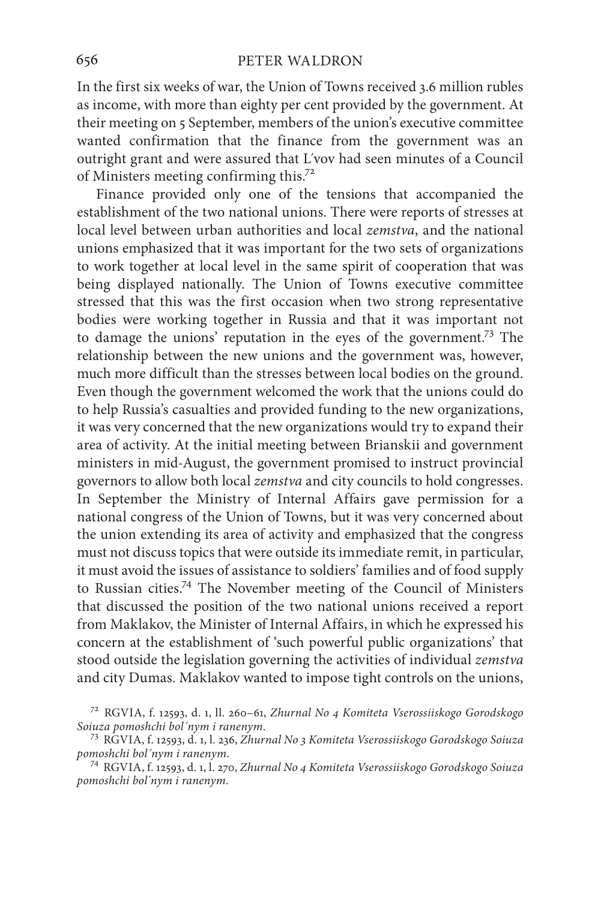In the first six weeks of war, the Union of Towns received 3.6 million rubles as income, with more than eighty per cent provided by the government. At their meeting on 5 September, members of the union's executive committee wanted confirmation that the finance from the government was an outright grant and were assured that L′vov had seen minutes of a Council of Ministers meeting confirming this.[72]

Finance provided only one of the tensions that accompanied the establishment of the two national unions. There were reports of stresses at local level between urban authorities and local *zemstva*, and the national unions emphasized that it was important for the two sets of organizations to work together at local level in the same spirit of cooperation that was being displayed nationally. The Union of Towns executive committee stressed that this was the first occasion when two strong representative bodies were working together in Russia and that it was important not to damage the unions' reputation in the eyes of the government.[73] The relationship between the new unions and the government was, however, much more difficult than the stresses between local bodies on the ground. Even though the government welcomed the work that the unions could do to help Russia's casualties and provided funding to the new organizations, it was very concerned that the new organizations would try to expand their area of activity. At the initial meeting between Brianskii and government ministers in mid-August, the government promised to instruct provincial governors to allow both local *zemstva* and city councils to hold congresses. In September the Ministry of Internal Affairs gave permission for a national congress of the Union of Towns, but it was very concerned about the union extending its area of activity and emphasized that the congress must not discuss topics that were outside its immediate remit, in particular, it must avoid the issues of assistance to soldiers' families and of food supply to Russian cities.[74] The November meeting of the Council of Ministers that discussed the position of the two national unions received a report from Maklakov, the Minister of Internal Affairs, in which he expressed his concern at the establishment of 'such powerful public organizations' that stood outside the legislation governing the activities of individual *zemstva* and city Dumas. Maklakov wanted to impose tight controls on the unions,

[72] RGVIA, f. 12593, d. 1, ll. 260–61, *Zhurnal No 4 Komiteta Vserossiiskogo Gorodskogo Soiuza pomoshchi bol′nym i ranenym*.

[73] RGVIA, f. 12593, d. 1, l. 236, *Zhurnal No 3 Komiteta Vserossiiskogo Gorodskogo Soiuza pomoshchi bol′nym i ranenym*.

[74] RGVIA, f. 12593, d. 1, l. 270, *Zhurnal No 4 Komiteta Vserossiiskogo Gorodskogo Soiuza pomoshchi bol′nym i ranenym*.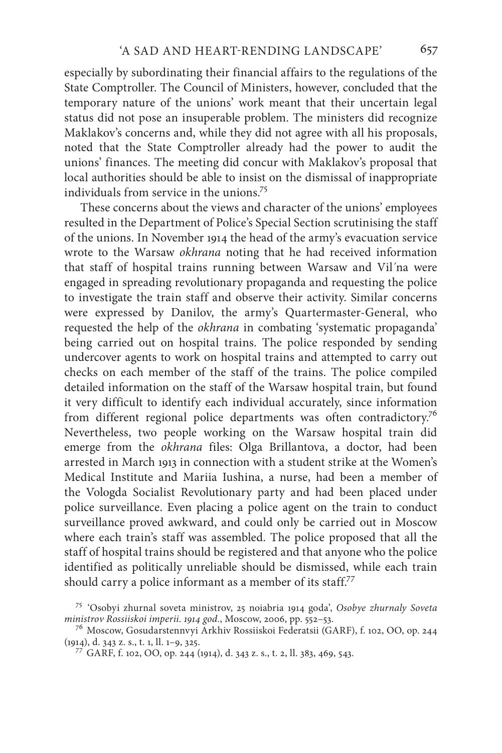especially by subordinating their financial affairs to the regulations of the State Comptroller. The Council of Ministers, however, concluded that the temporary nature of the unions' work meant that their uncertain legal status did not pose an insuperable problem. The ministers did recognize Maklakov's concerns and, while they did not agree with all his proposals, noted that the State Comptroller already had the power to audit the unions' finances. The meeting did concur with Maklakov's proposal that local authorities should be able to insist on the dismissal of inappropriate individuals from service in the unions.[75]

These concerns about the views and character of the unions' employees resulted in the Department of Police's Special Section scrutinising the staff of the unions. In November 1914 the head of the army's evacuation service wrote to the Warsaw *okhrana* noting that he had received information that staff of hospital trains running between Warsaw and Vil′na were engaged in spreading revolutionary propaganda and requesting the police to investigate the train staff and observe their activity. Similar concerns were expressed by Danilov, the army's Quartermaster-General, who requested the help of the *okhrana* in combating 'systematic propaganda' being carried out on hospital trains. The police responded by sending undercover agents to work on hospital trains and attempted to carry out checks on each member of the staff of the trains. The police compiled detailed information on the staff of the Warsaw hospital train, but found it very difficult to identify each individual accurately, since information from different regional police departments was often contradictory.[76] Nevertheless, two people working on the Warsaw hospital train did emerge from the *okhrana* files: Olga Brillantova, a doctor, had been arrested in March 1913 in connection with a student strike at the Women's Medical Institute and Mariia Iushina, a nurse, had been a member of the Vologda Socialist Revolutionary party and had been placed under police surveillance. Even placing a police agent on the train to conduct surveillance proved awkward, and could only be carried out in Moscow where each train's staff was assembled. The police proposed that all the staff of hospital trains should be registered and that anyone who the police identified as politically unreliable should be dismissed, while each train should carry a police informant as a member of its staff.[77]

[75] 'Osobyi zhurnal soveta ministrov, 25 noiabria 1914 goda', *Osobye zhurnaly Soveta ministrov Rossiiskoi imperii. 1914 god.*, Moscow, 2006, pp. 552–53.

[76] Moscow, Gosudarstennvyi Arkhiv Rossiiskoi Federatsii (GARF), f. 102, OO, op. 244 (1914), d. 343 z. s., t. 1, ll. 1–9, 325.

[77] GARF, f. 102, OO, op. 244 (1914), d. 343 z. s., t. 2, ll. 383, 469, 543.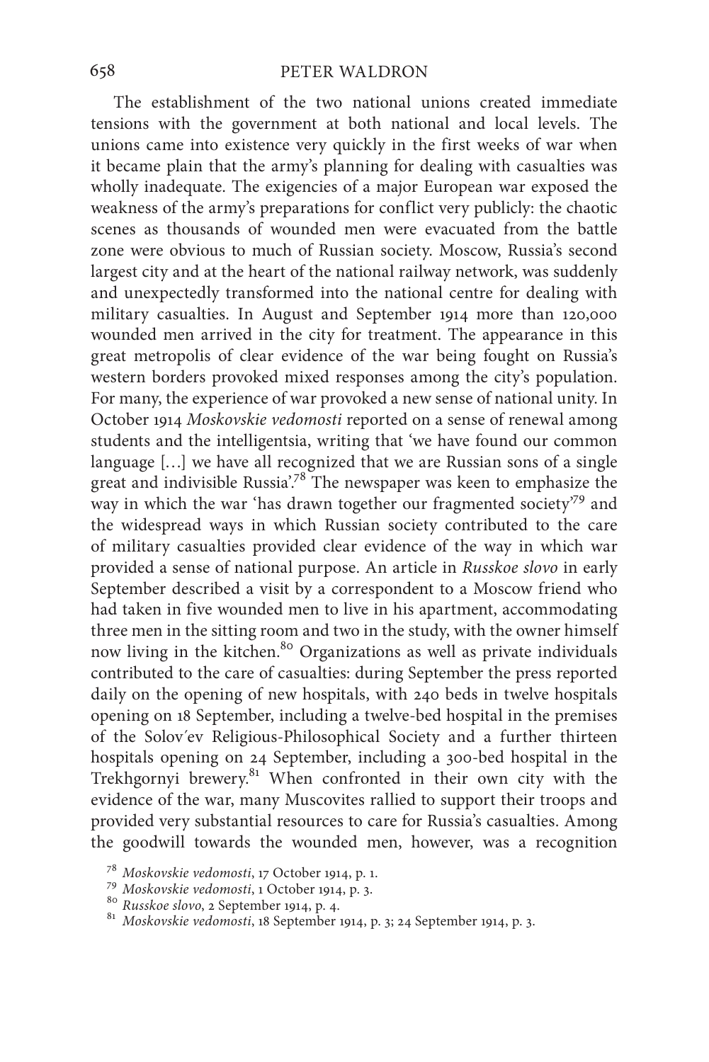The establishment of the two national unions created immediate tensions with the government at both national and local levels. The unions came into existence very quickly in the first weeks of war when it became plain that the army's planning for dealing with casualties was wholly inadequate. The exigencies of a major European war exposed the weakness of the army's preparations for conflict very publicly: the chaotic scenes as thousands of wounded men were evacuated from the battle zone were obvious to much of Russian society. Moscow, Russia's second largest city and at the heart of the national railway network, was suddenly and unexpectedly transformed into the national centre for dealing with military casualties. In August and September 1914 more than 120,000 wounded men arrived in the city for treatment. The appearance in this great metropolis of clear evidence of the war being fought on Russia's western borders provoked mixed responses among the city's population. For many, the experience of war provoked a new sense of national unity. In October 1914 *Moskovskie vedomosti* reported on a sense of renewal among students and the intelligentsia, writing that 'we have found our common language […] we have all recognized that we are Russian sons of a single great and indivisible Russia'.[78] The newspaper was keen to emphasize the way in which the war 'has drawn together our fragmented society'[79] and the widespread ways in which Russian society contributed to the care of military casualties provided clear evidence of the way in which war provided a sense of national purpose. An article in *Russkoe slovo* in early September described a visit by a correspondent to a Moscow friend who had taken in five wounded men to live in his apartment, accommodating three men in the sitting room and two in the study, with the owner himself now living in the kitchen.[80] Organizations as well as private individuals contributed to the care of casualties: during September the press reported daily on the opening of new hospitals, with 240 beds in twelve hospitals opening on 18 September, including a twelve-bed hospital in the premises of the Solov´ev Religious-Philosophical Society and a further thirteen hospitals opening on 24 September, including a 300-bed hospital in the Trekhgornyi brewery.[81] When confronted in their own city with the evidence of the war, many Muscovites rallied to support their troops and provided very substantial resources to care for Russia's casualties. Among the goodwill towards the wounded men, however, was a recognition

[78] *Moskovskie vedomosti*, 17 October 1914, p. 1.

[79] *Moskovskie vedomosti*, 1 October 1914, p. 3.

[80] *Russkoe slovo*, 2 September 1914, p. 4.

[81] *Moskovskie vedomosti*, 18 September 1914, p. 3; 24 September 1914, p. 3.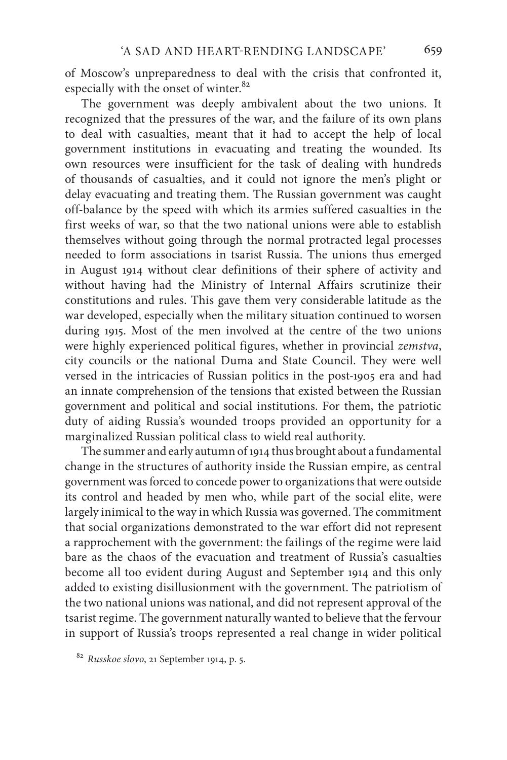of Moscow's unpreparedness to deal with the crisis that confronted it, especially with the onset of winter.[82]

The government was deeply ambivalent about the two unions. It recognized that the pressures of the war, and the failure of its own plans to deal with casualties, meant that it had to accept the help of local government institutions in evacuating and treating the wounded. Its own resources were insufficient for the task of dealing with hundreds of thousands of casualties, and it could not ignore the men's plight or delay evacuating and treating them. The Russian government was caught off-balance by the speed with which its armies suffered casualties in the first weeks of war, so that the two national unions were able to establish themselves without going through the normal protracted legal processes needed to form associations in tsarist Russia. The unions thus emerged in August 1914 without clear definitions of their sphere of activity and without having had the Ministry of Internal Affairs scrutinize their constitutions and rules. This gave them very considerable latitude as the war developed, especially when the military situation continued to worsen during 1915. Most of the men involved at the centre of the two unions were highly experienced political figures, whether in provincial *zemstva*, city councils or the national Duma and State Council. They were well versed in the intricacies of Russian politics in the post-1905 era and had an innate comprehension of the tensions that existed between the Russian government and political and social institutions. For them, the patriotic duty of aiding Russia's wounded troops provided an opportunity for a marginalized Russian political class to wield real authority.

The summer and early autumn of 1914 thus brought about a fundamental change in the structures of authority inside the Russian empire, as central government was forced to concede power to organizations that were outside its control and headed by men who, while part of the social elite, were largely inimical to the way in which Russia was governed. The commitment that social organizations demonstrated to the war effort did not represent a rapprochement with the government: the failings of the regime were laid bare as the chaos of the evacuation and treatment of Russia's casualties become all too evident during August and September 1914 and this only added to existing disillusionment with the government. The patriotism of the two national unions was national, and did not represent approval of the tsarist regime. The government naturally wanted to believe that the fervour in support of Russia's troops represented a real change in wider political

[82] *Russkoe slovo*, 21 September 1914, p. 5.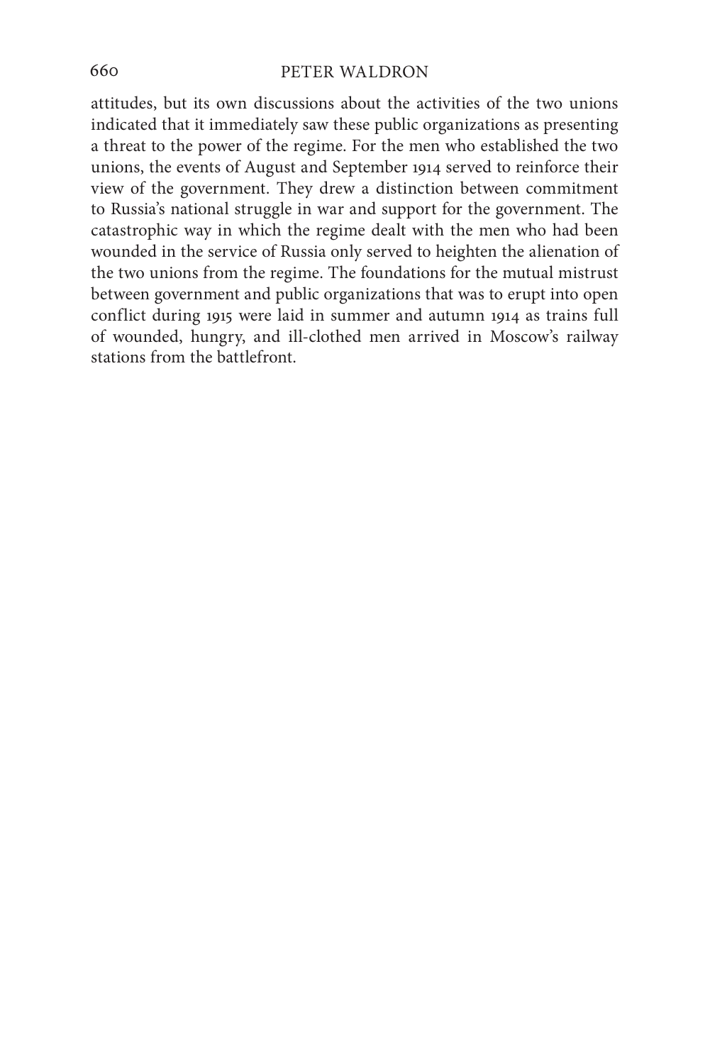attitudes, but its own discussions about the activities of the two unions indicated that it immediately saw these public organizations as presenting a threat to the power of the regime. For the men who established the two unions, the events of August and September 1914 served to reinforce their view of the government. They drew a distinction between commitment to Russia's national struggle in war and support for the government. The catastrophic way in which the regime dealt with the men who had been wounded in the service of Russia only served to heighten the alienation of the two unions from the regime. The foundations for the mutual mistrust between government and public organizations that was to erupt into open conflict during 1915 were laid in summer and autumn 1914 as trains full of wounded, hungry, and ill-clothed men arrived in Moscow's railway stations from the battlefront.